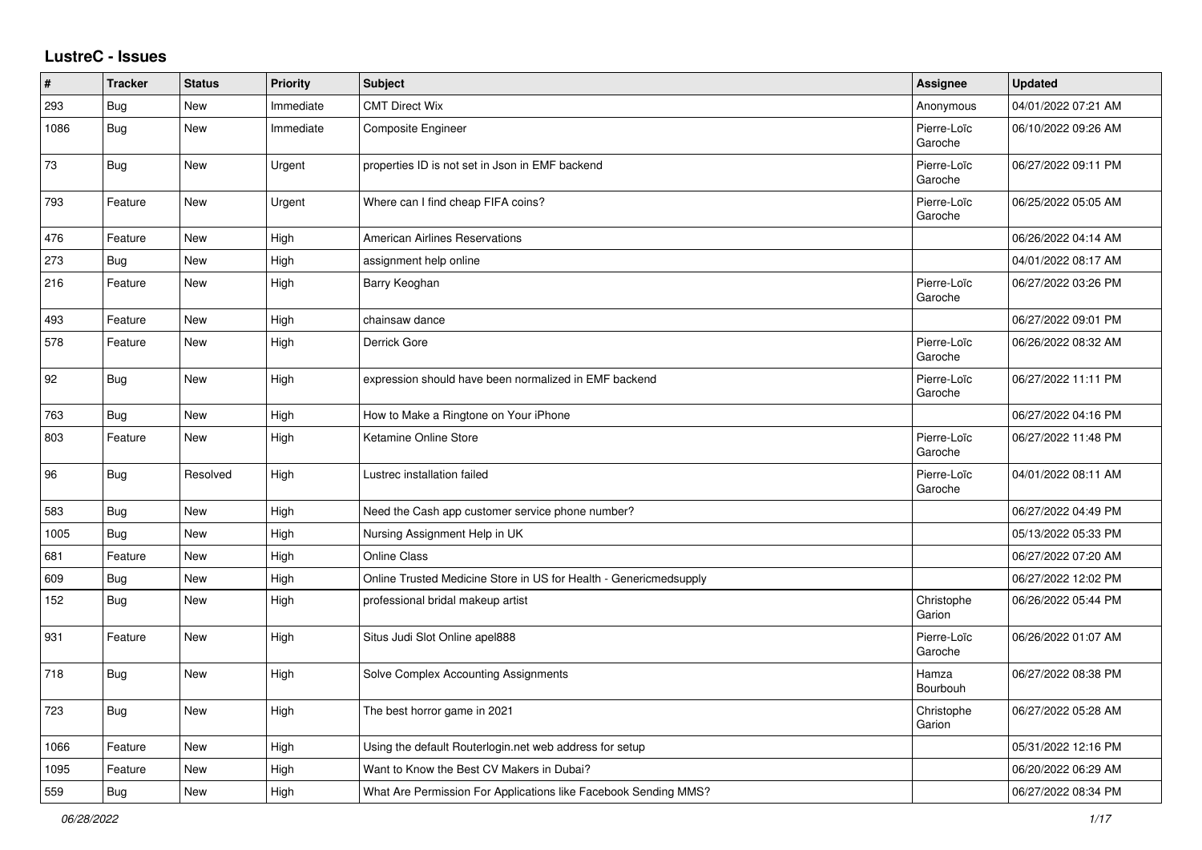# LustreC - Issues

| # | Tracker | Status | Priority | Subject | Assignee | Updated |
|---|---|---|---|---|---|---|
| 293 | Bug | New | Immediate | CMT Direct Wix | Anonymous | 04/01/2022 07:21 AM |
| 1086 | Bug | New | Immediate | Composite Engineer | Pierre-Loïc Garoche | 06/10/2022 09:26 AM |
| 73 | Bug | New | Urgent | properties ID is not set in Json in EMF backend | Pierre-Loïc Garoche | 06/27/2022 09:11 PM |
| 793 | Feature | New | Urgent | Where can I find cheap FIFA coins? | Pierre-Loïc Garoche | 06/25/2022 05:05 AM |
| 476 | Feature | New | High | American Airlines Reservations | | 06/26/2022 04:14 AM |
| 273 | Bug | New | High | assignment help online | | 04/01/2022 08:17 AM |
| 216 | Feature | New | High | Barry Keoghan | Pierre-Loïc Garoche | 06/27/2022 03:26 PM |
| 493 | Feature | New | High | chainsaw dance | | 06/27/2022 09:01 PM |
| 578 | Feature | New | High | Derrick Gore | Pierre-Loïc Garoche | 06/26/2022 08:32 AM |
| 92 | Bug | New | High | expression should have been normalized in EMF backend | Pierre-Loïc Garoche | 06/27/2022 11:11 PM |
| 763 | Bug | New | High | How to Make a Ringtone on Your iPhone | | 06/27/2022 04:16 PM |
| 803 | Feature | New | High | Ketamine Online Store | Pierre-Loïc Garoche | 06/27/2022 11:48 PM |
| 96 | Bug | Resolved | High | Lustrec installation failed | Pierre-Loïc Garoche | 04/01/2022 08:11 AM |
| 583 | Bug | New | High | Need the Cash app customer service phone number? | | 06/27/2022 04:49 PM |
| 1005 | Bug | New | High | Nursing Assignment Help in UK | | 05/13/2022 05:33 PM |
| 681 | Feature | New | High | Online Class | | 06/27/2022 07:20 AM |
| 609 | Bug | New | High | Online Trusted Medicine Store in US for Health - Genericmedsupply | | 06/27/2022 12:02 PM |
| 152 | Bug | New | High | professional bridal makeup artist | Christophe Garion | 06/26/2022 05:44 PM |
| 931 | Feature | New | High | Situs Judi Slot Online apel888 | Pierre-Loïc Garoche | 06/26/2022 01:07 AM |
| 718 | Bug | New | High | Solve Complex Accounting Assignments | Hamza Bourbouh | 06/27/2022 08:38 PM |
| 723 | Bug | New | High | The best horror game in 2021 | Christophe Garion | 06/27/2022 05:28 AM |
| 1066 | Feature | New | High | Using the default Routerlogin.net web address for setup | | 05/31/2022 12:16 PM |
| 1095 | Feature | New | High | Want to Know the Best CV Makers in Dubai? | | 06/20/2022 06:29 AM |
| 559 | Bug | New | High | What Are Permission For Applications like Facebook Sending MMS? | | 06/27/2022 08:34 PM |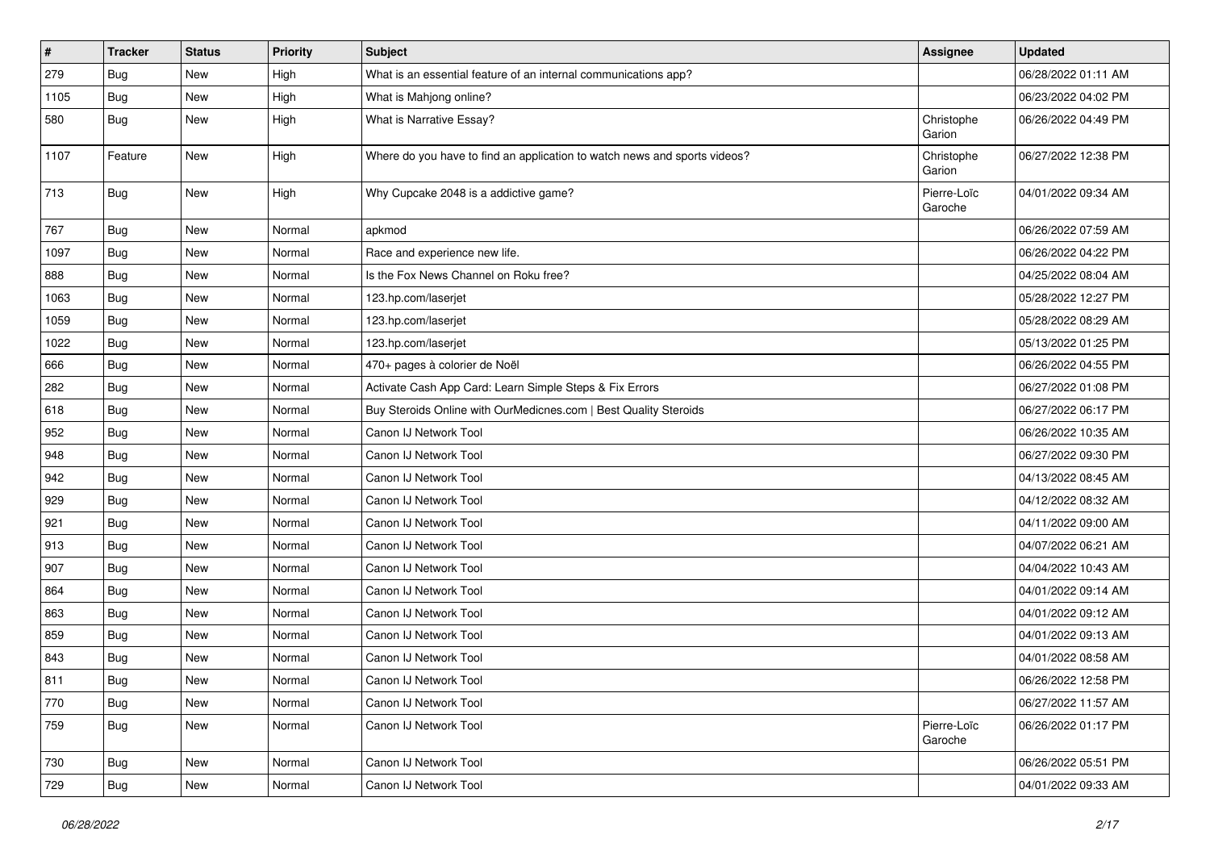| # | Tracker | Status | Priority | Subject | Assignee | Updated |
| --- | --- | --- | --- | --- | --- | --- |
| 279 | Bug | New | High | What is an essential feature of an internal communications app? | | 06/28/2022 01:11 AM |
| 1105 | Bug | New | High | What is Mahjong online? | | 06/23/2022 04:02 PM |
| 580 | Bug | New | High | What is Narrative Essay? | Christophe Garion | 06/26/2022 04:49 PM |
| 1107 | Feature | New | High | Where do you have to find an application to watch news and sports videos? | Christophe Garion | 06/27/2022 12:38 PM |
| 713 | Bug | New | High | Why Cupcake 2048 is a addictive game? | Pierre-Loïc Garoche | 04/01/2022 09:34 AM |
| 767 | Bug | New | Normal | apkmod | | 06/26/2022 07:59 AM |
| 1097 | Bug | New | Normal | Race and experience new life. | | 06/26/2022 04:22 PM |
| 888 | Bug | New | Normal | Is the Fox News Channel on Roku free? | | 04/25/2022 08:04 AM |
| 1063 | Bug | New | Normal | 123.hp.com/laserjet | | 05/28/2022 12:27 PM |
| 1059 | Bug | New | Normal | 123.hp.com/laserjet | | 05/28/2022 08:29 AM |
| 1022 | Bug | New | Normal | 123.hp.com/laserjet | | 05/13/2022 01:25 PM |
| 666 | Bug | New | Normal | 470+ pages à colorier de Noël | | 06/26/2022 04:55 PM |
| 282 | Bug | New | Normal | Activate Cash App Card: Learn Simple Steps & Fix Errors | | 06/27/2022 01:08 PM |
| 618 | Bug | New | Normal | Buy Steroids Online with OurMedicnes.com \| Best Quality Steroids | | 06/27/2022 06:17 PM |
| 952 | Bug | New | Normal | Canon IJ Network Tool | | 06/26/2022 10:35 AM |
| 948 | Bug | New | Normal | Canon IJ Network Tool | | 06/27/2022 09:30 PM |
| 942 | Bug | New | Normal | Canon IJ Network Tool | | 04/13/2022 08:45 AM |
| 929 | Bug | New | Normal | Canon IJ Network Tool | | 04/12/2022 08:32 AM |
| 921 | Bug | New | Normal | Canon IJ Network Tool | | 04/11/2022 09:00 AM |
| 913 | Bug | New | Normal | Canon IJ Network Tool | | 04/07/2022 06:21 AM |
| 907 | Bug | New | Normal | Canon IJ Network Tool | | 04/04/2022 10:43 AM |
| 864 | Bug | New | Normal | Canon IJ Network Tool | | 04/01/2022 09:14 AM |
| 863 | Bug | New | Normal | Canon IJ Network Tool | | 04/01/2022 09:12 AM |
| 859 | Bug | New | Normal | Canon IJ Network Tool | | 04/01/2022 09:13 AM |
| 843 | Bug | New | Normal | Canon IJ Network Tool | | 04/01/2022 08:58 AM |
| 811 | Bug | New | Normal | Canon IJ Network Tool | | 06/26/2022 12:58 PM |
| 770 | Bug | New | Normal | Canon IJ Network Tool | | 06/27/2022 11:57 AM |
| 759 | Bug | New | Normal | Canon IJ Network Tool | Pierre-Loïc Garoche | 06/26/2022 01:17 PM |
| 730 | Bug | New | Normal | Canon IJ Network Tool | | 06/26/2022 05:51 PM |
| 729 | Bug | New | Normal | Canon IJ Network Tool | | 04/01/2022 09:33 AM |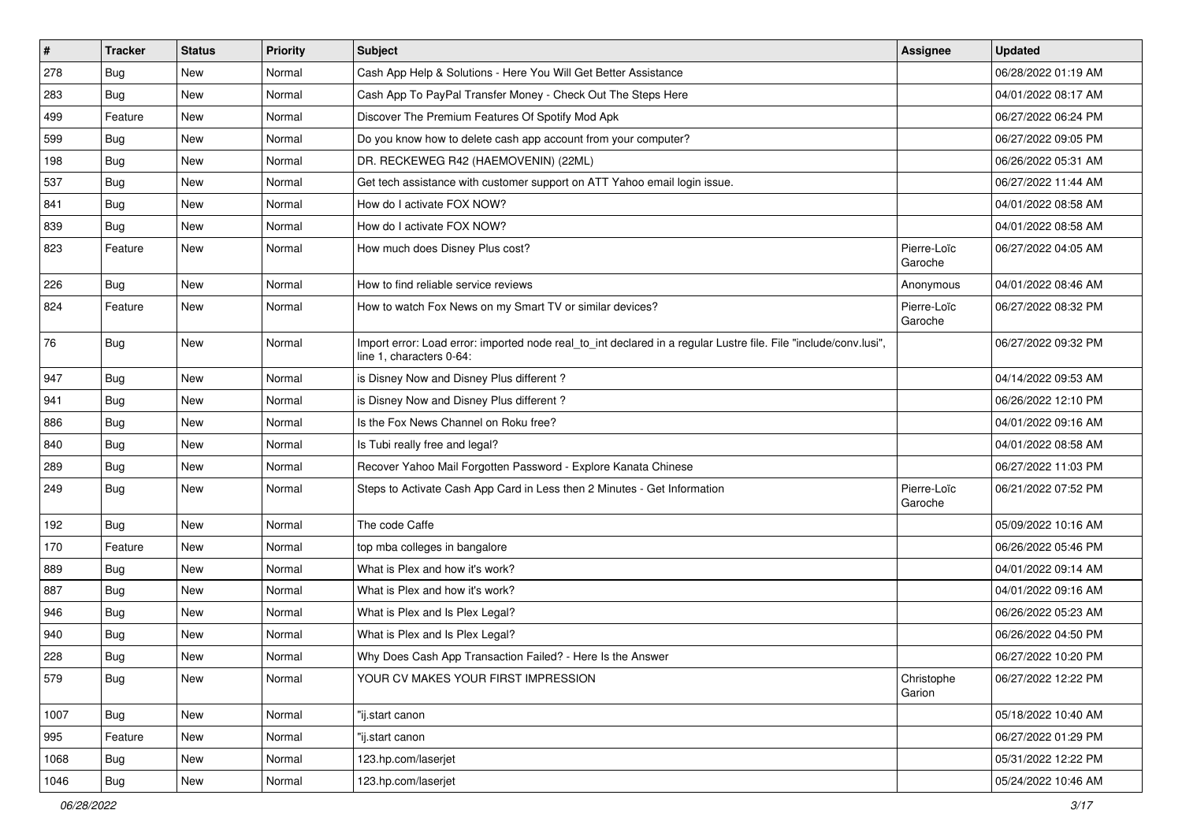| # | Tracker | Status | Priority | Subject | Assignee | Updated |
|---|---|---|---|---|---|---|
| 278 | Bug | New | Normal | Cash App Help & Solutions - Here You Will Get Better Assistance | | 06/28/2022 01:19 AM |
| 283 | Bug | New | Normal | Cash App To PayPal Transfer Money - Check Out The Steps Here | | 04/01/2022 08:17 AM |
| 499 | Feature | New | Normal | Discover The Premium Features Of Spotify Mod Apk | | 06/27/2022 06:24 PM |
| 599 | Bug | New | Normal | Do you know how to delete cash app account from your computer? | | 06/27/2022 09:05 PM |
| 198 | Bug | New | Normal | DR. RECKEWEG R42 (HAEMOVENIN) (22ML) | | 06/26/2022 05:31 AM |
| 537 | Bug | New | Normal | Get tech assistance with customer support on ATT Yahoo email login issue. | | 06/27/2022 11:44 AM |
| 841 | Bug | New | Normal | How do I activate FOX NOW? | | 04/01/2022 08:58 AM |
| 839 | Bug | New | Normal | How do I activate FOX NOW? | | 04/01/2022 08:58 AM |
| 823 | Feature | New | Normal | How much does Disney Plus cost? | Pierre-Loïc Garoche | 06/27/2022 04:05 AM |
| 226 | Bug | New | Normal | How to find reliable service reviews | Anonymous | 04/01/2022 08:46 AM |
| 824 | Feature | New | Normal | How to watch Fox News on my Smart TV or similar devices? | Pierre-Loïc Garoche | 06/27/2022 08:32 PM |
| 76 | Bug | New | Normal | Import error: Load error: imported node real_to_int declared in a regular Lustre file. File "include/conv.lusi", line 1, characters 0-64: | | 06/27/2022 09:32 PM |
| 947 | Bug | New | Normal | is Disney Now and Disney Plus different ? | | 04/14/2022 09:53 AM |
| 941 | Bug | New | Normal | is Disney Now and Disney Plus different ? | | 06/26/2022 12:10 PM |
| 886 | Bug | New | Normal | Is the Fox News Channel on Roku free? | | 04/01/2022 09:16 AM |
| 840 | Bug | New | Normal | Is Tubi really free and legal? | | 04/01/2022 08:58 AM |
| 289 | Bug | New | Normal | Recover Yahoo Mail Forgotten Password - Explore Kanata Chinese | | 06/27/2022 11:03 PM |
| 249 | Bug | New | Normal | Steps to Activate Cash App Card in Less then 2 Minutes - Get Information | Pierre-Loïc Garoche | 06/21/2022 07:52 PM |
| 192 | Bug | New | Normal | The code Caffe | | 05/09/2022 10:16 AM |
| 170 | Feature | New | Normal | top mba colleges in bangalore | | 06/26/2022 05:46 PM |
| 889 | Bug | New | Normal | What is Plex and how it's work? | | 04/01/2022 09:14 AM |
| 887 | Bug | New | Normal | What is Plex and how it's work? | | 04/01/2022 09:16 AM |
| 946 | Bug | New | Normal | What is Plex and Is Plex Legal? | | 06/26/2022 05:23 AM |
| 940 | Bug | New | Normal | What is Plex and Is Plex Legal? | | 06/26/2022 04:50 PM |
| 228 | Bug | New | Normal | Why Does Cash App Transaction Failed? - Here Is the Answer | | 06/27/2022 10:20 PM |
| 579 | Bug | New | Normal | YOUR CV MAKES YOUR FIRST IMPRESSION | Christophe Garion | 06/27/2022 12:22 PM |
| 1007 | Bug | New | Normal | "ij.start canon | | 05/18/2022 10:40 AM |
| 995 | Feature | New | Normal | "ij.start canon | | 06/27/2022 01:29 PM |
| 1068 | Bug | New | Normal | 123.hp.com/laserjet | | 05/31/2022 12:22 PM |
| 1046 | Bug | New | Normal | 123.hp.com/laserjet | | 05/24/2022 10:46 AM |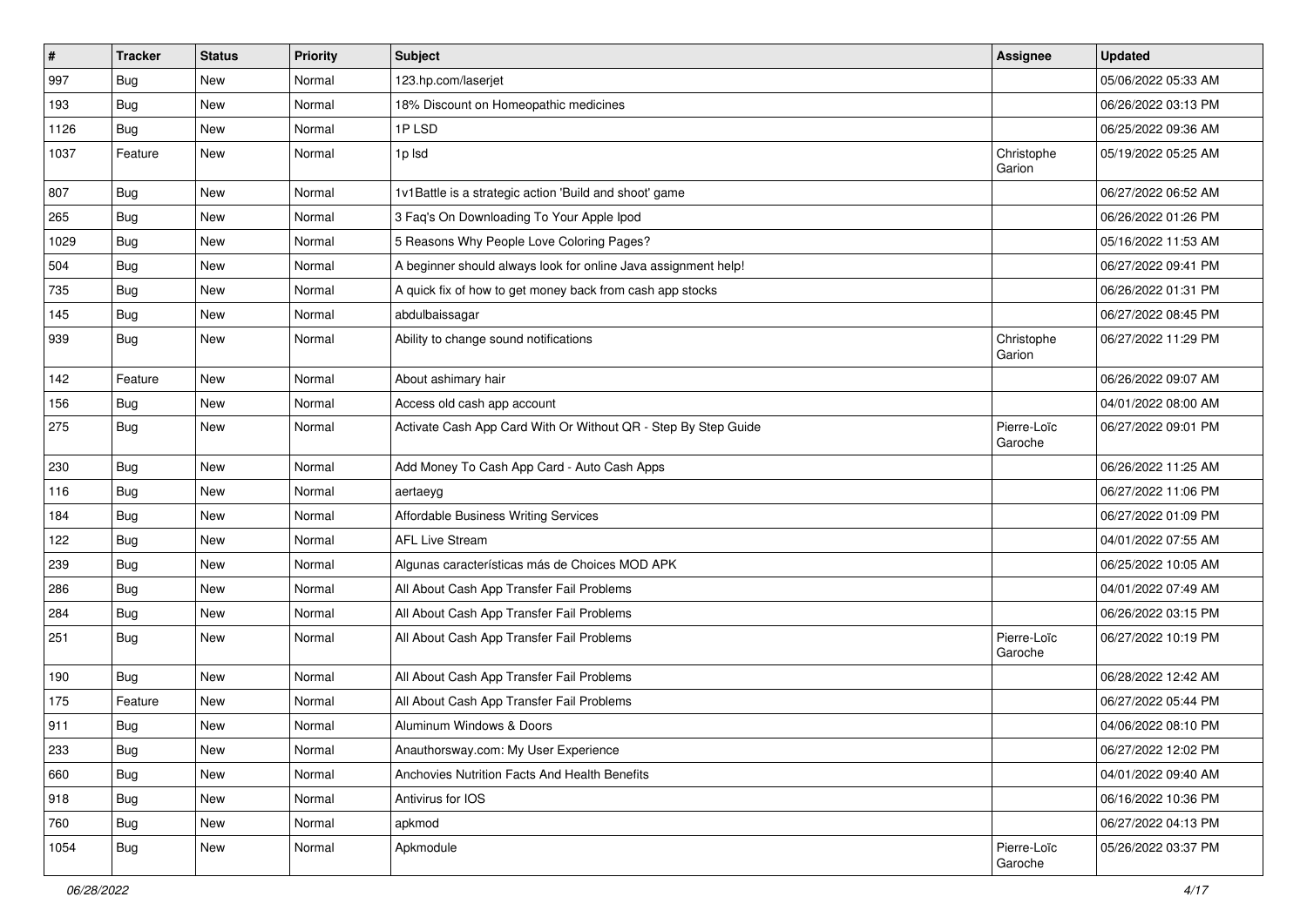| # | Tracker | Status | Priority | Subject | Assignee | Updated |
| --- | --- | --- | --- | --- | --- | --- |
| 997 | Bug | New | Normal | 123.hp.com/laserjet | | 05/06/2022 05:33 AM |
| 193 | Bug | New | Normal | 18% Discount on Homeopathic medicines | | 06/26/2022 03:13 PM |
| 1126 | Bug | New | Normal | 1P LSD | | 06/25/2022 09:36 AM |
| 1037 | Feature | New | Normal | 1p lsd | Christophe Garion | 05/19/2022 05:25 AM |
| 807 | Bug | New | Normal | 1v1Battle is a strategic action 'Build and shoot' game | | 06/27/2022 06:52 AM |
| 265 | Bug | New | Normal | 3 Faq's On Downloading To Your Apple Ipod | | 06/26/2022 01:26 PM |
| 1029 | Bug | New | Normal | 5 Reasons Why People Love Coloring Pages? | | 05/16/2022 11:53 AM |
| 504 | Bug | New | Normal | A beginner should always look for online Java assignment help! | | 06/27/2022 09:41 PM |
| 735 | Bug | New | Normal | A quick fix of how to get money back from cash app stocks | | 06/26/2022 01:31 PM |
| 145 | Bug | New | Normal | abdulbaissagar | | 06/27/2022 08:45 PM |
| 939 | Bug | New | Normal | Ability to change sound notifications | Christophe Garion | 06/27/2022 11:29 PM |
| 142 | Feature | New | Normal | About ashimary hair | | 06/26/2022 09:07 AM |
| 156 | Bug | New | Normal | Access old cash app account | | 04/01/2022 08:00 AM |
| 275 | Bug | New | Normal | Activate Cash App Card With Or Without QR - Step By Step Guide | Pierre-Loïc Garoche | 06/27/2022 09:01 PM |
| 230 | Bug | New | Normal | Add Money To Cash App Card - Auto Cash Apps | | 06/26/2022 11:25 AM |
| 116 | Bug | New | Normal | aertaeyg | | 06/27/2022 11:06 PM |
| 184 | Bug | New | Normal | Affordable Business Writing Services | | 06/27/2022 01:09 PM |
| 122 | Bug | New | Normal | AFL Live Stream | | 04/01/2022 07:55 AM |
| 239 | Bug | New | Normal | Algunas características más de Choices MOD APK | | 06/25/2022 10:05 AM |
| 286 | Bug | New | Normal | All About Cash App Transfer Fail Problems | | 04/01/2022 07:49 AM |
| 284 | Bug | New | Normal | All About Cash App Transfer Fail Problems | | 06/26/2022 03:15 PM |
| 251 | Bug | New | Normal | All About Cash App Transfer Fail Problems | Pierre-Loïc Garoche | 06/27/2022 10:19 PM |
| 190 | Bug | New | Normal | All About Cash App Transfer Fail Problems | | 06/28/2022 12:42 AM |
| 175 | Feature | New | Normal | All About Cash App Transfer Fail Problems | | 06/27/2022 05:44 PM |
| 911 | Bug | New | Normal | Aluminum Windows & Doors | | 04/06/2022 08:10 PM |
| 233 | Bug | New | Normal | Anauthorsway.com: My User Experience | | 06/27/2022 12:02 PM |
| 660 | Bug | New | Normal | Anchovies Nutrition Facts And Health Benefits | | 04/01/2022 09:40 AM |
| 918 | Bug | New | Normal | Antivirus for IOS | | 06/16/2022 10:36 PM |
| 760 | Bug | New | Normal | apkmod | | 06/27/2022 04:13 PM |
| 1054 | Bug | New | Normal | Apkmodule | Pierre-Loïc Garoche | 05/26/2022 03:37 PM |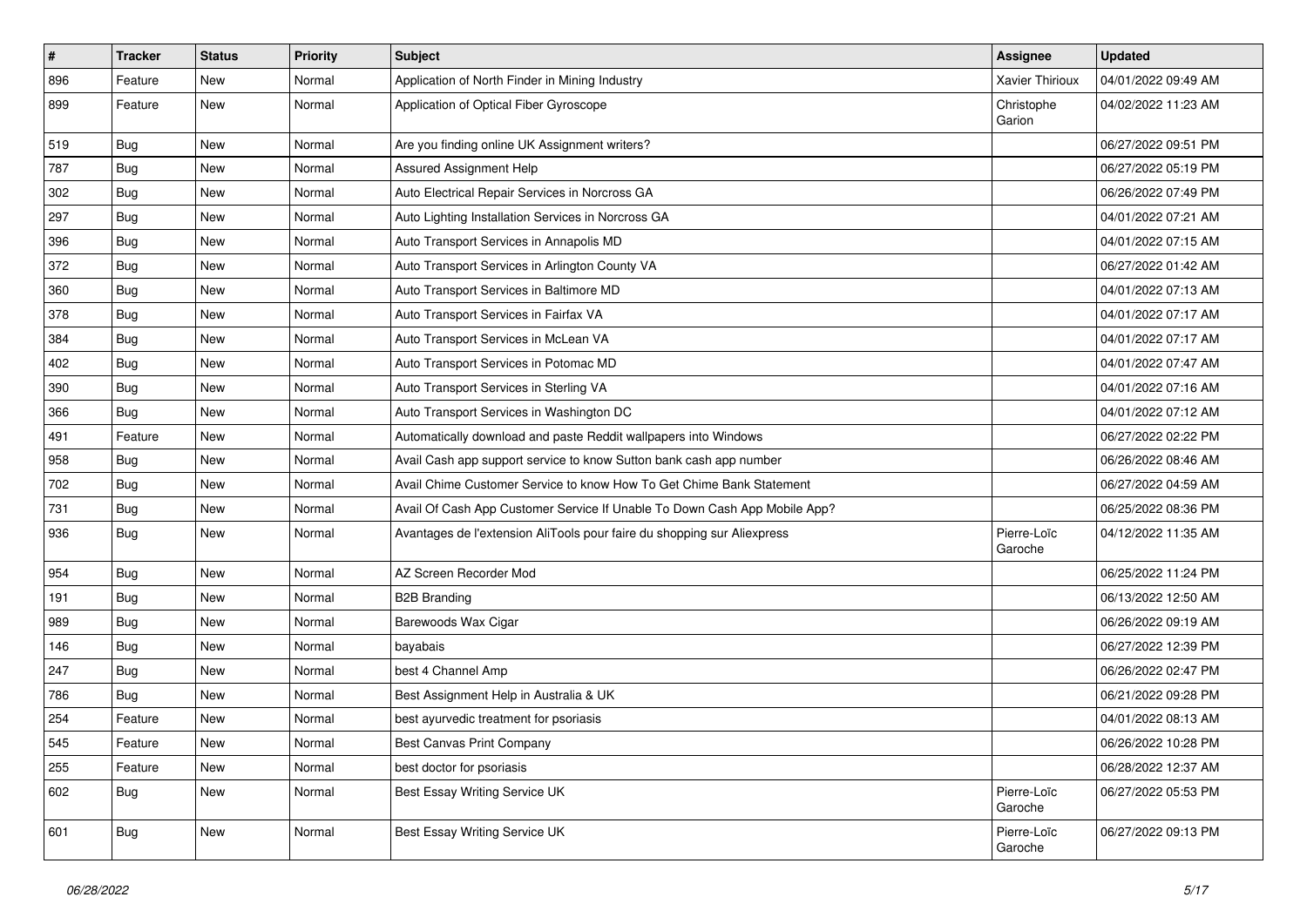| # | Tracker | Status | Priority | Subject | Assignee | Updated |
|---|---|---|---|---|---|---|
| 896 | Feature | New | Normal | Application of North Finder in Mining Industry | Xavier Thirioux | 04/01/2022 09:49 AM |
| 899 | Feature | New | Normal | Application of Optical Fiber Gyroscope | Christophe Garion | 04/02/2022 11:23 AM |
| 519 | Bug | New | Normal | Are you finding online UK Assignment writers? | | 06/27/2022 09:51 PM |
| 787 | Bug | New | Normal | Assured Assignment Help | | 06/27/2022 05:19 PM |
| 302 | Bug | New | Normal | Auto Electrical Repair Services in Norcross GA | | 06/26/2022 07:49 PM |
| 297 | Bug | New | Normal | Auto Lighting Installation Services in Norcross GA | | 04/01/2022 07:21 AM |
| 396 | Bug | New | Normal | Auto Transport Services in Annapolis MD | | 04/01/2022 07:15 AM |
| 372 | Bug | New | Normal | Auto Transport Services in Arlington County VA | | 06/27/2022 01:42 AM |
| 360 | Bug | New | Normal | Auto Transport Services in Baltimore MD | | 04/01/2022 07:13 AM |
| 378 | Bug | New | Normal | Auto Transport Services in Fairfax VA | | 04/01/2022 07:17 AM |
| 384 | Bug | New | Normal | Auto Transport Services in McLean VA | | 04/01/2022 07:17 AM |
| 402 | Bug | New | Normal | Auto Transport Services in Potomac MD | | 04/01/2022 07:47 AM |
| 390 | Bug | New | Normal | Auto Transport Services in Sterling VA | | 04/01/2022 07:16 AM |
| 366 | Bug | New | Normal | Auto Transport Services in Washington DC | | 04/01/2022 07:12 AM |
| 491 | Feature | New | Normal | Automatically download and paste Reddit wallpapers into Windows | | 06/27/2022 02:22 PM |
| 958 | Bug | New | Normal | Avail Cash app support service to know Sutton bank cash app number | | 06/26/2022 08:46 AM |
| 702 | Bug | New | Normal | Avail Chime Customer Service to know How To Get Chime Bank Statement | | 06/27/2022 04:59 AM |
| 731 | Bug | New | Normal | Avail Of Cash App Customer Service If Unable To Down Cash App Mobile App? | | 06/25/2022 08:36 PM |
| 936 | Bug | New | Normal | Avantages de l'extension AliTools pour faire du shopping sur Aliexpress | Pierre-Loïc Garoche | 04/12/2022 11:35 AM |
| 954 | Bug | New | Normal | AZ Screen Recorder Mod | | 06/25/2022 11:24 PM |
| 191 | Bug | New | Normal | B2B Branding | | 06/13/2022 12:50 AM |
| 989 | Bug | New | Normal | Barewoods Wax Cigar | | 06/26/2022 09:19 AM |
| 146 | Bug | New | Normal | bayabais | | 06/27/2022 12:39 PM |
| 247 | Bug | New | Normal | best 4 Channel Amp | | 06/26/2022 02:47 PM |
| 786 | Bug | New | Normal | Best Assignment Help in Australia & UK | | 06/21/2022 09:28 PM |
| 254 | Feature | New | Normal | best ayurvedic treatment for psoriasis | | 04/01/2022 08:13 AM |
| 545 | Feature | New | Normal | Best Canvas Print Company | | 06/26/2022 10:28 PM |
| 255 | Feature | New | Normal | best doctor for psoriasis | | 06/28/2022 12:37 AM |
| 602 | Bug | New | Normal | Best Essay Writing Service UK | Pierre-Loïc Garoche | 06/27/2022 05:53 PM |
| 601 | Bug | New | Normal | Best Essay Writing Service UK | Pierre-Loïc Garoche | 06/27/2022 09:13 PM |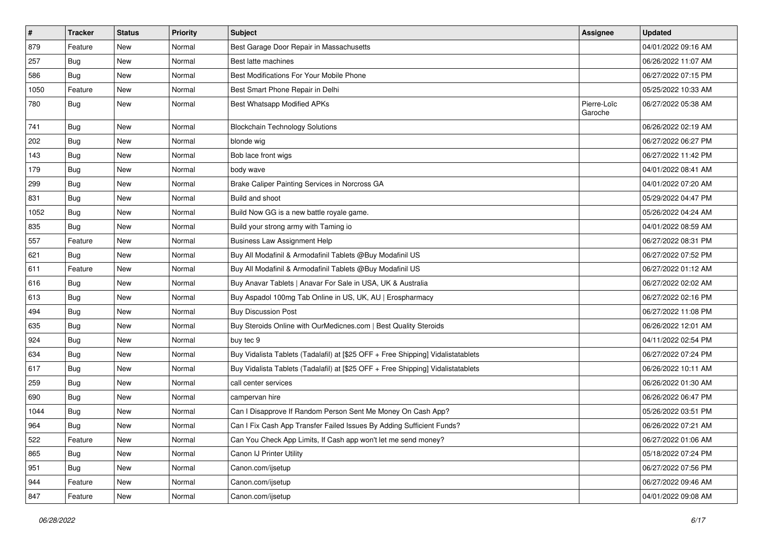| # | Tracker | Status | Priority | Subject | Assignee | Updated |
| --- | --- | --- | --- | --- | --- | --- |
| 879 | Feature | New | Normal | Best Garage Door Repair in Massachusetts | | 04/01/2022 09:16 AM |
| 257 | Bug | New | Normal | Best latte machines | | 06/26/2022 11:07 AM |
| 586 | Bug | New | Normal | Best Modifications For Your Mobile Phone | | 06/27/2022 07:15 PM |
| 1050 | Feature | New | Normal | Best Smart Phone Repair in Delhi | | 05/25/2022 10:33 AM |
| 780 | Bug | New | Normal | Best Whatsapp Modified APKs | Pierre-Loïc Garoche | 06/27/2022 05:38 AM |
| 741 | Bug | New | Normal | Blockchain Technology Solutions | | 06/26/2022 02:19 AM |
| 202 | Bug | New | Normal | blonde wig | | 06/27/2022 06:27 PM |
| 143 | Bug | New | Normal | Bob lace front wigs | | 06/27/2022 11:42 PM |
| 179 | Bug | New | Normal | body wave | | 04/01/2022 08:41 AM |
| 299 | Bug | New | Normal | Brake Caliper Painting Services in Norcross GA | | 04/01/2022 07:20 AM |
| 831 | Bug | New | Normal | Build and shoot | | 05/29/2022 04:47 PM |
| 1052 | Bug | New | Normal | Build Now GG is a new battle royale game. | | 05/26/2022 04:24 AM |
| 835 | Bug | New | Normal | Build your strong army with Taming io | | 04/01/2022 08:59 AM |
| 557 | Feature | New | Normal | Business Law Assignment Help | | 06/27/2022 08:31 PM |
| 621 | Bug | New | Normal | Buy All Modafinil & Armodafinil Tablets @Buy Modafinil US | | 06/27/2022 07:52 PM |
| 611 | Feature | New | Normal | Buy All Modafinil & Armodafinil Tablets @Buy Modafinil US | | 06/27/2022 01:12 AM |
| 616 | Bug | New | Normal | Buy Anavar Tablets \| Anavar For Sale in USA, UK & Australia | | 06/27/2022 02:02 AM |
| 613 | Bug | New | Normal | Buy Aspadol 100mg Tab Online in US, UK, AU \| Erospharmacy | | 06/27/2022 02:16 PM |
| 494 | Bug | New | Normal | Buy Discussion Post | | 06/27/2022 11:08 PM |
| 635 | Bug | New | Normal | Buy Steroids Online with OurMedicnes.com \| Best Quality Steroids | | 06/26/2022 12:01 AM |
| 924 | Bug | New | Normal | buy tec 9 | | 04/11/2022 02:54 PM |
| 634 | Bug | New | Normal | Buy Vidalista Tablets (Tadalafil) at [$25 OFF + Free Shipping] Vidalistatablets | | 06/27/2022 07:24 PM |
| 617 | Bug | New | Normal | Buy Vidalista Tablets (Tadalafil) at [$25 OFF + Free Shipping] Vidalistatablets | | 06/26/2022 10:11 AM |
| 259 | Bug | New | Normal | call center services | | 06/26/2022 01:30 AM |
| 690 | Bug | New | Normal | campervan hire | | 06/26/2022 06:47 PM |
| 1044 | Bug | New | Normal | Can I Disapprove If Random Person Sent Me Money On Cash App? | | 05/26/2022 03:51 PM |
| 964 | Bug | New | Normal | Can I Fix Cash App Transfer Failed Issues By Adding Sufficient Funds? | | 06/26/2022 07:21 AM |
| 522 | Feature | New | Normal | Can You Check App Limits, If Cash app won't let me send money? | | 06/27/2022 01:06 AM |
| 865 | Bug | New | Normal | Canon IJ Printer Utility | | 05/18/2022 07:24 PM |
| 951 | Bug | New | Normal | Canon.com/ijsetup | | 06/27/2022 07:56 PM |
| 944 | Feature | New | Normal | Canon.com/ijsetup | | 06/27/2022 09:46 AM |
| 847 | Feature | New | Normal | Canon.com/ijsetup | | 04/01/2022 09:08 AM |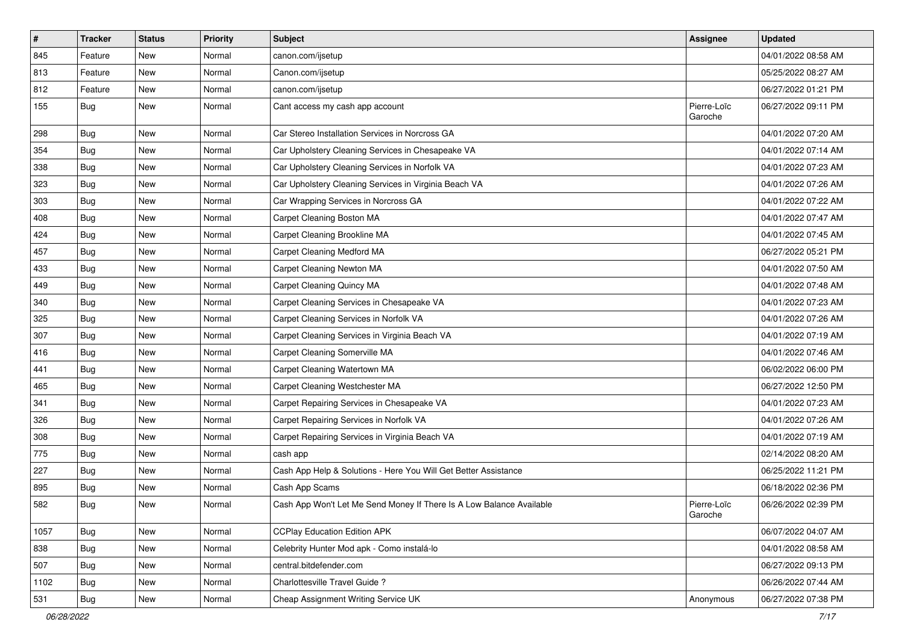| # | Tracker | Status | Priority | Subject | Assignee | Updated |
| --- | --- | --- | --- | --- | --- | --- |
| 845 | Feature | New | Normal | canon.com/ijsetup | | 04/01/2022 08:58 AM |
| 813 | Feature | New | Normal | Canon.com/ijsetup | | 05/25/2022 08:27 AM |
| 812 | Feature | New | Normal | canon.com/ijsetup | | 06/27/2022 01:21 PM |
| 155 | Bug | New | Normal | Cant access my cash app account | Pierre-Loïc Garoche | 06/27/2022 09:11 PM |
| 298 | Bug | New | Normal | Car Stereo Installation Services in Norcross GA | | 04/01/2022 07:20 AM |
| 354 | Bug | New | Normal | Car Upholstery Cleaning Services in Chesapeake VA | | 04/01/2022 07:14 AM |
| 338 | Bug | New | Normal | Car Upholstery Cleaning Services in Norfolk VA | | 04/01/2022 07:23 AM |
| 323 | Bug | New | Normal | Car Upholstery Cleaning Services in Virginia Beach VA | | 04/01/2022 07:26 AM |
| 303 | Bug | New | Normal | Car Wrapping Services in Norcross GA | | 04/01/2022 07:22 AM |
| 408 | Bug | New | Normal | Carpet Cleaning Boston MA | | 04/01/2022 07:47 AM |
| 424 | Bug | New | Normal | Carpet Cleaning Brookline MA | | 04/01/2022 07:45 AM |
| 457 | Bug | New | Normal | Carpet Cleaning Medford MA | | 06/27/2022 05:21 PM |
| 433 | Bug | New | Normal | Carpet Cleaning Newton MA | | 04/01/2022 07:50 AM |
| 449 | Bug | New | Normal | Carpet Cleaning Quincy MA | | 04/01/2022 07:48 AM |
| 340 | Bug | New | Normal | Carpet Cleaning Services in Chesapeake VA | | 04/01/2022 07:23 AM |
| 325 | Bug | New | Normal | Carpet Cleaning Services in Norfolk VA | | 04/01/2022 07:26 AM |
| 307 | Bug | New | Normal | Carpet Cleaning Services in Virginia Beach VA | | 04/01/2022 07:19 AM |
| 416 | Bug | New | Normal | Carpet Cleaning Somerville MA | | 04/01/2022 07:46 AM |
| 441 | Bug | New | Normal | Carpet Cleaning Watertown MA | | 06/02/2022 06:00 PM |
| 465 | Bug | New | Normal | Carpet Cleaning Westchester MA | | 06/27/2022 12:50 PM |
| 341 | Bug | New | Normal | Carpet Repairing Services in Chesapeake VA | | 04/01/2022 07:23 AM |
| 326 | Bug | New | Normal | Carpet Repairing Services in Norfolk VA | | 04/01/2022 07:26 AM |
| 308 | Bug | New | Normal | Carpet Repairing Services in Virginia Beach VA | | 04/01/2022 07:19 AM |
| 775 | Bug | New | Normal | cash app | | 02/14/2022 08:20 AM |
| 227 | Bug | New | Normal | Cash App Help & Solutions - Here You Will Get Better Assistance | | 06/25/2022 11:21 PM |
| 895 | Bug | New | Normal | Cash App Scams | | 06/18/2022 02:36 PM |
| 582 | Bug | New | Normal | Cash App Won't Let Me Send Money If There Is A Low Balance Available | Pierre-Loïc Garoche | 06/26/2022 02:39 PM |
| 1057 | Bug | New | Normal | CCPlay Education Edition APK | | 06/07/2022 04:07 AM |
| 838 | Bug | New | Normal | Celebrity Hunter Mod apk - Como instalá-lo | | 04/01/2022 08:58 AM |
| 507 | Bug | New | Normal | central.bitdefender.com | | 06/27/2022 09:13 PM |
| 1102 | Bug | New | Normal | Charlottesville Travel Guide ? | | 06/26/2022 07:44 AM |
| 531 | Bug | New | Normal | Cheap Assignment Writing Service UK | Anonymous | 06/27/2022 07:38 PM |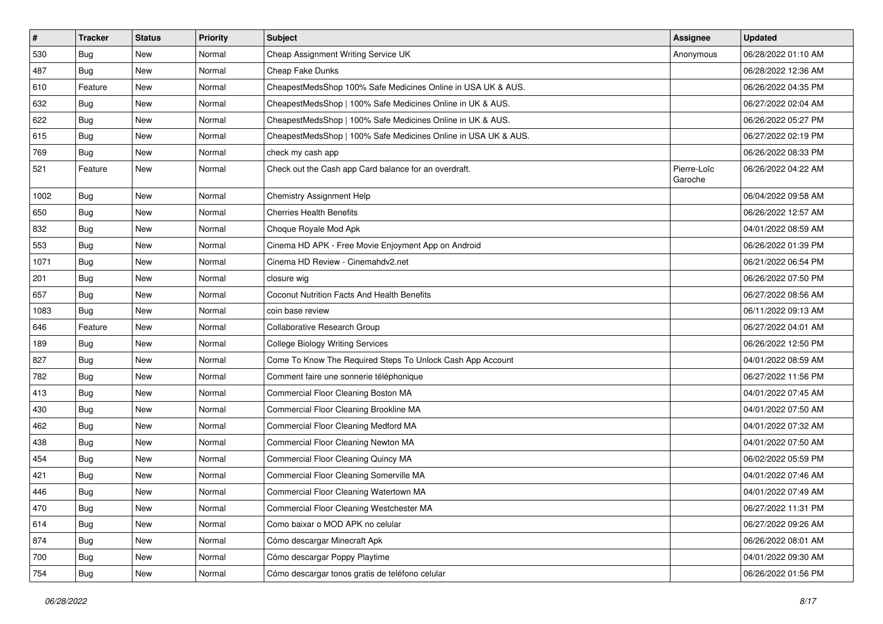| # | Tracker | Status | Priority | Subject | Assignee | Updated |
|---|---|---|---|---|---|---|
| 530 | Bug | New | Normal | Cheap Assignment Writing Service UK | Anonymous | 06/28/2022 01:10 AM |
| 487 | Bug | New | Normal | Cheap Fake Dunks | | 06/28/2022 12:36 AM |
| 610 | Feature | New | Normal | CheapestMedsShop 100% Safe Medicines Online in USA UK & AUS. | | 06/26/2022 04:35 PM |
| 632 | Bug | New | Normal | CheapestMedsShop \| 100% Safe Medicines Online in UK & AUS. | | 06/27/2022 02:04 AM |
| 622 | Bug | New | Normal | CheapestMedsShop \| 100% Safe Medicines Online in UK & AUS. | | 06/26/2022 05:27 PM |
| 615 | Bug | New | Normal | CheapestMedsShop \| 100% Safe Medicines Online in USA UK & AUS. | | 06/27/2022 02:19 PM |
| 769 | Bug | New | Normal | check my cash app | | 06/26/2022 08:33 PM |
| 521 | Feature | New | Normal | Check out the Cash app Card balance for an overdraft. | Pierre-Loïc Garoche | 06/26/2022 04:22 AM |
| 1002 | Bug | New | Normal | Chemistry Assignment Help | | 06/04/2022 09:58 AM |
| 650 | Bug | New | Normal | Cherries Health Benefits | | 06/26/2022 12:57 AM |
| 832 | Bug | New | Normal | Choque Royale Mod Apk | | 04/01/2022 08:59 AM |
| 553 | Bug | New | Normal | Cinema HD APK - Free Movie Enjoyment App on Android | | 06/26/2022 01:39 PM |
| 1071 | Bug | New | Normal | Cinema HD Review - Cinemahdv2.net | | 06/21/2022 06:54 PM |
| 201 | Bug | New | Normal | closure wig | | 06/26/2022 07:50 PM |
| 657 | Bug | New | Normal | Coconut Nutrition Facts And Health Benefits | | 06/27/2022 08:56 AM |
| 1083 | Bug | New | Normal | coin base review | | 06/11/2022 09:13 AM |
| 646 | Feature | New | Normal | Collaborative Research Group | | 06/27/2022 04:01 AM |
| 189 | Bug | New | Normal | College Biology Writing Services | | 06/26/2022 12:50 PM |
| 827 | Bug | New | Normal | Come To Know The Required Steps To Unlock Cash App Account | | 04/01/2022 08:59 AM |
| 782 | Bug | New | Normal | Comment faire une sonnerie téléphonique | | 06/27/2022 11:56 PM |
| 413 | Bug | New | Normal | Commercial Floor Cleaning Boston MA | | 04/01/2022 07:45 AM |
| 430 | Bug | New | Normal | Commercial Floor Cleaning Brookline MA | | 04/01/2022 07:50 AM |
| 462 | Bug | New | Normal | Commercial Floor Cleaning Medford MA | | 04/01/2022 07:32 AM |
| 438 | Bug | New | Normal | Commercial Floor Cleaning Newton MA | | 04/01/2022 07:50 AM |
| 454 | Bug | New | Normal | Commercial Floor Cleaning Quincy MA | | 06/02/2022 05:59 PM |
| 421 | Bug | New | Normal | Commercial Floor Cleaning Somerville MA | | 04/01/2022 07:46 AM |
| 446 | Bug | New | Normal | Commercial Floor Cleaning Watertown MA | | 04/01/2022 07:49 AM |
| 470 | Bug | New | Normal | Commercial Floor Cleaning Westchester MA | | 06/27/2022 11:31 PM |
| 614 | Bug | New | Normal | Como baixar o MOD APK no celular | | 06/27/2022 09:26 AM |
| 874 | Bug | New | Normal | Cómo descargar Minecraft Apk | | 06/26/2022 08:01 AM |
| 700 | Bug | New | Normal | Cómo descargar Poppy Playtime | | 04/01/2022 09:30 AM |
| 754 | Bug | New | Normal | Cómo descargar tonos gratis de teléfono celular | | 06/26/2022 01:56 PM |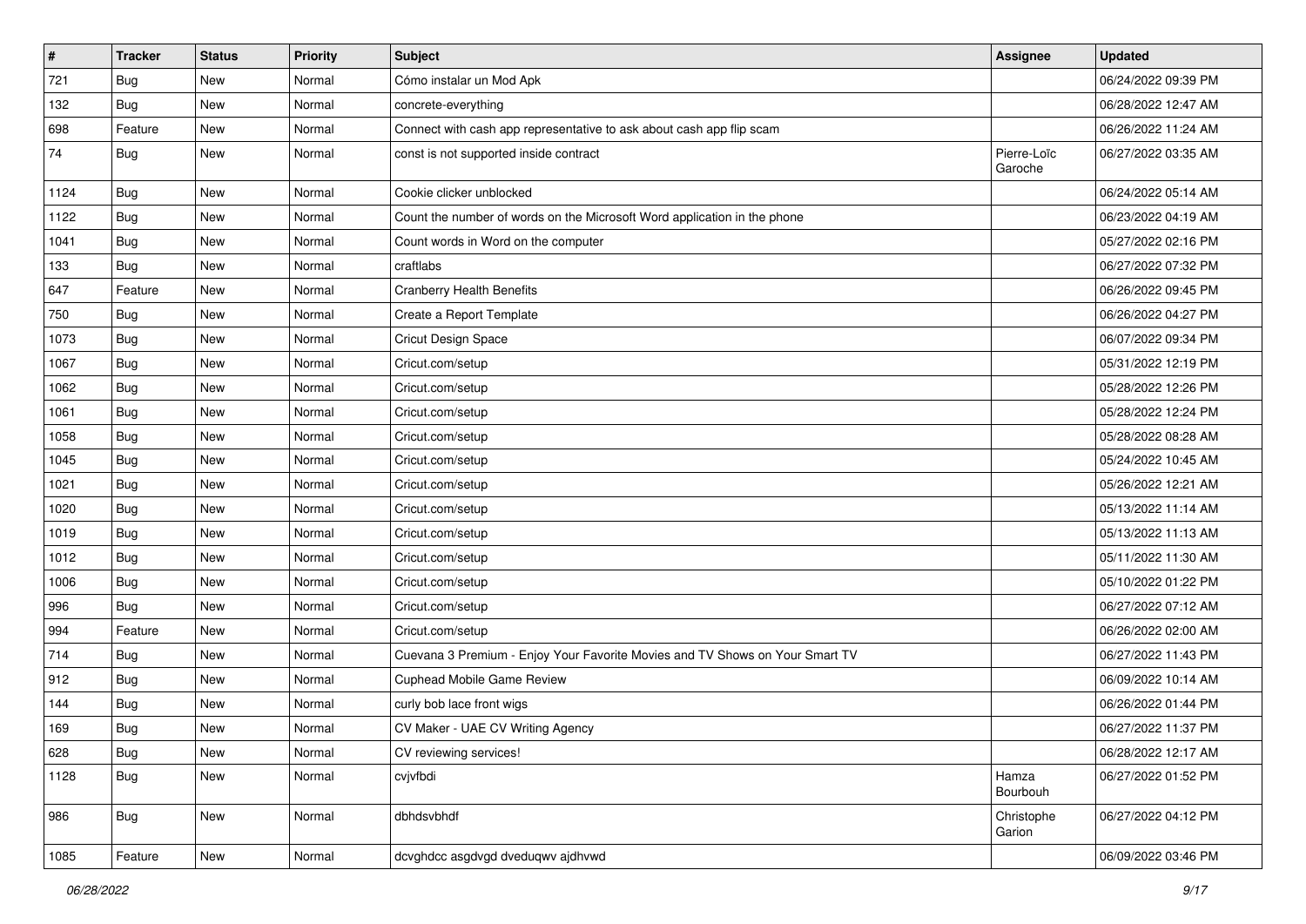| # | Tracker | Status | Priority | Subject | Assignee | Updated |
|---|---|---|---|---|---|---|
| 721 | Bug | New | Normal | Cómo instalar un Mod Apk | | 06/24/2022 09:39 PM |
| 132 | Bug | New | Normal | concrete-everything | | 06/28/2022 12:47 AM |
| 698 | Feature | New | Normal | Connect with cash app representative to ask about cash app flip scam | | 06/26/2022 11:24 AM |
| 74 | Bug | New | Normal | const is not supported inside contract | Pierre-Loïc Garoche | 06/27/2022 03:35 AM |
| 1124 | Bug | New | Normal | Cookie clicker unblocked | | 06/24/2022 05:14 AM |
| 1122 | Bug | New | Normal | Count the number of words on the Microsoft Word application in the phone | | 06/23/2022 04:19 AM |
| 1041 | Bug | New | Normal | Count words in Word on the computer | | 05/27/2022 02:16 PM |
| 133 | Bug | New | Normal | craftlabs | | 06/27/2022 07:32 PM |
| 647 | Feature | New | Normal | Cranberry Health Benefits | | 06/26/2022 09:45 PM |
| 750 | Bug | New | Normal | Create a Report Template | | 06/26/2022 04:27 PM |
| 1073 | Bug | New | Normal | Cricut Design Space | | 06/07/2022 09:34 PM |
| 1067 | Bug | New | Normal | Cricut.com/setup | | 05/31/2022 12:19 PM |
| 1062 | Bug | New | Normal | Cricut.com/setup | | 05/28/2022 12:26 PM |
| 1061 | Bug | New | Normal | Cricut.com/setup | | 05/28/2022 12:24 PM |
| 1058 | Bug | New | Normal | Cricut.com/setup | | 05/28/2022 08:28 AM |
| 1045 | Bug | New | Normal | Cricut.com/setup | | 05/24/2022 10:45 AM |
| 1021 | Bug | New | Normal | Cricut.com/setup | | 05/26/2022 12:21 AM |
| 1020 | Bug | New | Normal | Cricut.com/setup | | 05/13/2022 11:14 AM |
| 1019 | Bug | New | Normal | Cricut.com/setup | | 05/13/2022 11:13 AM |
| 1012 | Bug | New | Normal | Cricut.com/setup | | 05/11/2022 11:30 AM |
| 1006 | Bug | New | Normal | Cricut.com/setup | | 05/10/2022 01:22 PM |
| 996 | Bug | New | Normal | Cricut.com/setup | | 06/27/2022 07:12 AM |
| 994 | Feature | New | Normal | Cricut.com/setup | | 06/26/2022 02:00 AM |
| 714 | Bug | New | Normal | Cuevana 3 Premium - Enjoy Your Favorite Movies and TV Shows on Your Smart TV | | 06/27/2022 11:43 PM |
| 912 | Bug | New | Normal | Cuphead Mobile Game Review | | 06/09/2022 10:14 AM |
| 144 | Bug | New | Normal | curly bob lace front wigs | | 06/26/2022 01:44 PM |
| 169 | Bug | New | Normal | CV Maker - UAE CV Writing Agency | | 06/27/2022 11:37 PM |
| 628 | Bug | New | Normal | CV reviewing services! | | 06/28/2022 12:17 AM |
| 1128 | Bug | New | Normal | cvjvfbdi | Hamza Bourbouh | 06/27/2022 01:52 PM |
| 986 | Bug | New | Normal | dbhdsvbhdf | Christophe Garion | 06/27/2022 04:12 PM |
| 1085 | Feature | New | Normal | dcvghdcc asgdvgd dveduqwv ajdhvwd | | 06/09/2022 03:46 PM |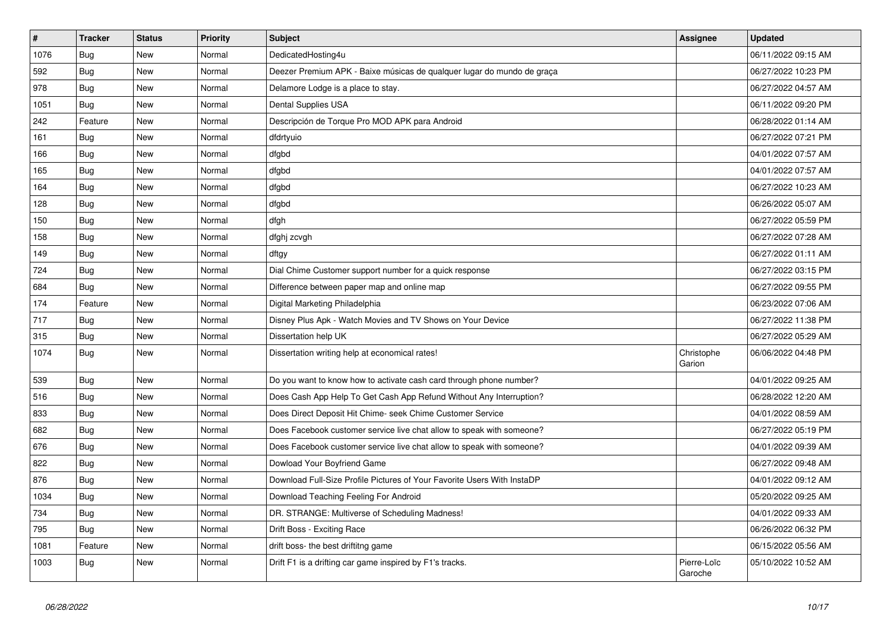| # | Tracker | Status | Priority | Subject | Assignee | Updated |
|---|---|---|---|---|---|---|
| 1076 | Bug | New | Normal | DedicatedHosting4u | | 06/11/2022 09:15 AM |
| 592 | Bug | New | Normal | Deezer Premium APK - Baixe músicas de qualquer lugar do mundo de graça | | 06/27/2022 10:23 PM |
| 978 | Bug | New | Normal | Delamore Lodge is a place to stay. | | 06/27/2022 04:57 AM |
| 1051 | Bug | New | Normal | Dental Supplies USA | | 06/11/2022 09:20 PM |
| 242 | Feature | New | Normal | Descripción de Torque Pro MOD APK para Android | | 06/28/2022 01:14 AM |
| 161 | Bug | New | Normal | dfdrtyuio | | 06/27/2022 07:21 PM |
| 166 | Bug | New | Normal | dfgbd | | 04/01/2022 07:57 AM |
| 165 | Bug | New | Normal | dfgbd | | 04/01/2022 07:57 AM |
| 164 | Bug | New | Normal | dfgbd | | 06/27/2022 10:23 AM |
| 128 | Bug | New | Normal | dfgbd | | 06/26/2022 05:07 AM |
| 150 | Bug | New | Normal | dfgh | | 06/27/2022 05:59 PM |
| 158 | Bug | New | Normal | dfghj zcvgh | | 06/27/2022 07:28 AM |
| 149 | Bug | New | Normal | dftgy | | 06/27/2022 01:11 AM |
| 724 | Bug | New | Normal | Dial Chime Customer support number for a quick response | | 06/27/2022 03:15 PM |
| 684 | Bug | New | Normal | Difference between paper map and online map | | 06/27/2022 09:55 PM |
| 174 | Feature | New | Normal | Digital Marketing Philadelphia | | 06/23/2022 07:06 AM |
| 717 | Bug | New | Normal | Disney Plus Apk - Watch Movies and TV Shows on Your Device | | 06/27/2022 11:38 PM |
| 315 | Bug | New | Normal | Dissertation help UK | | 06/27/2022 05:29 AM |
| 1074 | Bug | New | Normal | Dissertation writing help at economical rates! | Christophe Garion | 06/06/2022 04:48 PM |
| 539 | Bug | New | Normal | Do you want to know how to activate cash card through phone number? | | 04/01/2022 09:25 AM |
| 516 | Bug | New | Normal | Does Cash App Help To Get Cash App Refund Without Any Interruption? | | 06/28/2022 12:20 AM |
| 833 | Bug | New | Normal | Does Direct Deposit Hit Chime- seek Chime Customer Service | | 04/01/2022 08:59 AM |
| 682 | Bug | New | Normal | Does Facebook customer service live chat allow to speak with someone? | | 06/27/2022 05:19 PM |
| 676 | Bug | New | Normal | Does Facebook customer service live chat allow to speak with someone? | | 04/01/2022 09:39 AM |
| 822 | Bug | New | Normal | Dowload Your Boyfriend Game | | 06/27/2022 09:48 AM |
| 876 | Bug | New | Normal | Download Full-Size Profile Pictures of Your Favorite Users With InstaDP | | 04/01/2022 09:12 AM |
| 1034 | Bug | New | Normal | Download Teaching Feeling For Android | | 05/20/2022 09:25 AM |
| 734 | Bug | New | Normal | DR. STRANGE: Multiverse of Scheduling Madness! | | 04/01/2022 09:33 AM |
| 795 | Bug | New | Normal | Drift Boss - Exciting Race | | 06/26/2022 06:32 PM |
| 1081 | Feature | New | Normal | drift boss- the best driftitng game | | 06/15/2022 05:56 AM |
| 1003 | Bug | New | Normal | Drift F1 is a drifting car game inspired by F1's tracks. | Pierre-Loïc Garoche | 05/10/2022 10:52 AM |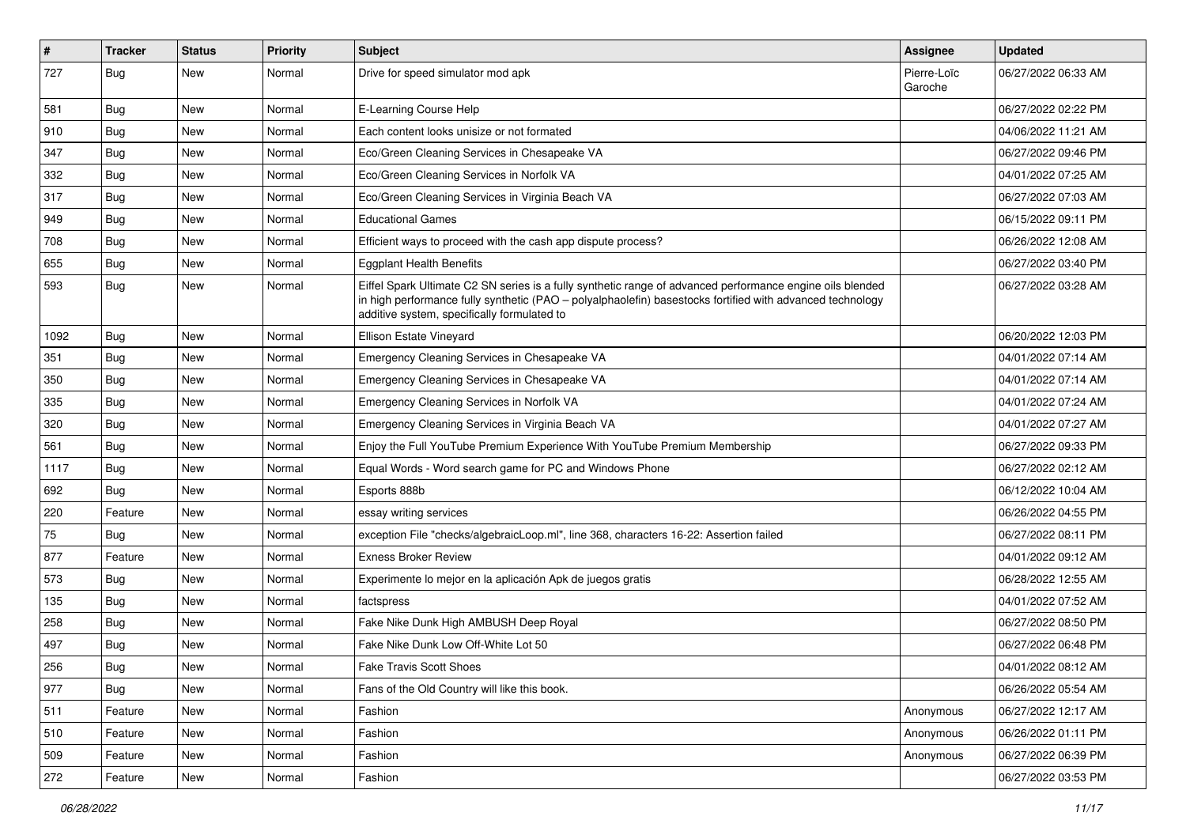| # | Tracker | Status | Priority | Subject | Assignee | Updated |
|---|---|---|---|---|---|---|
| 727 | Bug | New | Normal | Drive for speed simulator mod apk | Pierre-Loïc Garoche | 06/27/2022 06:33 AM |
| 581 | Bug | New | Normal | E-Learning Course Help | | 06/27/2022 02:22 PM |
| 910 | Bug | New | Normal | Each content looks unisize or not formated | | 04/06/2022 11:21 AM |
| 347 | Bug | New | Normal | Eco/Green Cleaning Services in Chesapeake VA | | 06/27/2022 09:46 PM |
| 332 | Bug | New | Normal | Eco/Green Cleaning Services in Norfolk VA | | 04/01/2022 07:25 AM |
| 317 | Bug | New | Normal | Eco/Green Cleaning Services in Virginia Beach VA | | 06/27/2022 07:03 AM |
| 949 | Bug | New | Normal | Educational Games | | 06/15/2022 09:11 PM |
| 708 | Bug | New | Normal | Efficient ways to proceed with the cash app dispute process? | | 06/26/2022 12:08 AM |
| 655 | Bug | New | Normal | Eggplant Health Benefits | | 06/27/2022 03:40 PM |
| 593 | Bug | New | Normal | Eiffel Spark Ultimate C2 SN series is a fully synthetic range of advanced performance engine oils blended in high performance fully synthetic (PAO – polyalphaolefin) basestocks fortified with advanced technology additive system, specifically formulated to | | 06/27/2022 03:28 AM |
| 1092 | Bug | New | Normal | Ellison Estate Vineyard | | 06/20/2022 12:03 PM |
| 351 | Bug | New | Normal | Emergency Cleaning Services in Chesapeake VA | | 04/01/2022 07:14 AM |
| 350 | Bug | New | Normal | Emergency Cleaning Services in Chesapeake VA | | 04/01/2022 07:14 AM |
| 335 | Bug | New | Normal | Emergency Cleaning Services in Norfolk VA | | 04/01/2022 07:24 AM |
| 320 | Bug | New | Normal | Emergency Cleaning Services in Virginia Beach VA | | 04/01/2022 07:27 AM |
| 561 | Bug | New | Normal | Enjoy the Full YouTube Premium Experience With YouTube Premium Membership | | 06/27/2022 09:33 PM |
| 1117 | Bug | New | Normal | Equal Words - Word search game for PC and Windows Phone | | 06/27/2022 02:12 AM |
| 692 | Bug | New | Normal | Esports 888b | | 06/12/2022 10:04 AM |
| 220 | Feature | New | Normal | essay writing services | | 06/26/2022 04:55 PM |
| 75 | Bug | New | Normal | exception File "checks/algebraicLoop.ml", line 368, characters 16-22: Assertion failed | | 06/27/2022 08:11 PM |
| 877 | Feature | New | Normal | Exness Broker Review | | 04/01/2022 09:12 AM |
| 573 | Bug | New | Normal | Experimente lo mejor en la aplicación Apk de juegos gratis | | 06/28/2022 12:55 AM |
| 135 | Bug | New | Normal | factspress | | 04/01/2022 07:52 AM |
| 258 | Bug | New | Normal | Fake Nike Dunk High AMBUSH Deep Royal | | 06/27/2022 08:50 PM |
| 497 | Bug | New | Normal | Fake Nike Dunk Low Off-White Lot 50 | | 06/27/2022 06:48 PM |
| 256 | Bug | New | Normal | Fake Travis Scott Shoes | | 04/01/2022 08:12 AM |
| 977 | Bug | New | Normal | Fans of the Old Country will like this book. | | 06/26/2022 05:54 AM |
| 511 | Feature | New | Normal | Fashion | Anonymous | 06/27/2022 12:17 AM |
| 510 | Feature | New | Normal | Fashion | Anonymous | 06/26/2022 01:11 PM |
| 509 | Feature | New | Normal | Fashion | Anonymous | 06/27/2022 06:39 PM |
| 272 | Feature | New | Normal | Fashion | | 06/27/2022 03:53 PM |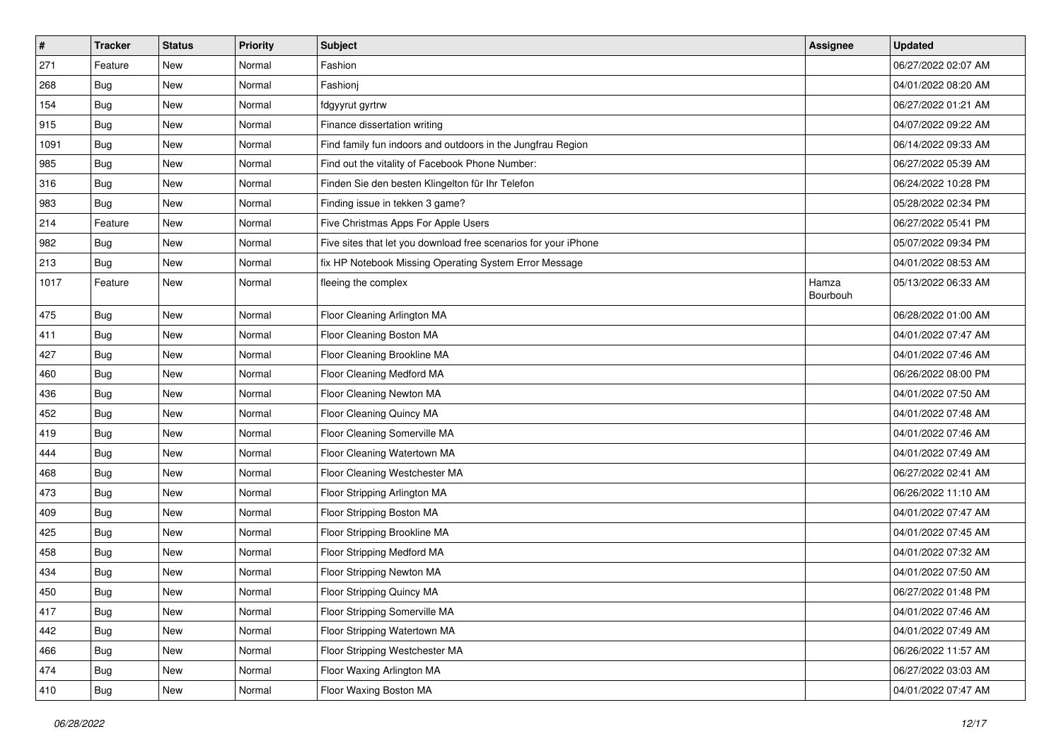| # | Tracker | Status | Priority | Subject | Assignee | Updated |
|---|---|---|---|---|---|---|
| 271 | Feature | New | Normal | Fashion | | 06/27/2022 02:07 AM |
| 268 | Bug | New | Normal | Fashionj | | 04/01/2022 08:20 AM |
| 154 | Bug | New | Normal | fdgyyrut gyrtrw | | 06/27/2022 01:21 AM |
| 915 | Bug | New | Normal | Finance dissertation writing | | 04/07/2022 09:22 AM |
| 1091 | Bug | New | Normal | Find family fun indoors and outdoors in the Jungfrau Region | | 06/14/2022 09:33 AM |
| 985 | Bug | New | Normal | Find out the vitality of Facebook Phone Number: | | 06/27/2022 05:39 AM |
| 316 | Bug | New | Normal | Finden Sie den besten Klingelton für Ihr Telefon | | 06/24/2022 10:28 PM |
| 983 | Bug | New | Normal | Finding issue in tekken 3 game? | | 05/28/2022 02:34 PM |
| 214 | Feature | New | Normal | Five Christmas Apps For Apple Users | | 06/27/2022 05:41 PM |
| 982 | Bug | New | Normal | Five sites that let you download free scenarios for your iPhone | | 05/07/2022 09:34 PM |
| 213 | Bug | New | Normal | fix HP Notebook Missing Operating System Error Message | | 04/01/2022 08:53 AM |
| 1017 | Feature | New | Normal | fleeing the complex | Hamza Bourbouh | 05/13/2022 06:33 AM |
| 475 | Bug | New | Normal | Floor Cleaning Arlington MA | | 06/28/2022 01:00 AM |
| 411 | Bug | New | Normal | Floor Cleaning Boston MA | | 04/01/2022 07:47 AM |
| 427 | Bug | New | Normal | Floor Cleaning Brookline MA | | 04/01/2022 07:46 AM |
| 460 | Bug | New | Normal | Floor Cleaning Medford MA | | 06/26/2022 08:00 PM |
| 436 | Bug | New | Normal | Floor Cleaning Newton MA | | 04/01/2022 07:50 AM |
| 452 | Bug | New | Normal | Floor Cleaning Quincy MA | | 04/01/2022 07:48 AM |
| 419 | Bug | New | Normal | Floor Cleaning Somerville MA | | 04/01/2022 07:46 AM |
| 444 | Bug | New | Normal | Floor Cleaning Watertown MA | | 04/01/2022 07:49 AM |
| 468 | Bug | New | Normal | Floor Cleaning Westchester MA | | 06/27/2022 02:41 AM |
| 473 | Bug | New | Normal | Floor Stripping Arlington MA | | 06/26/2022 11:10 AM |
| 409 | Bug | New | Normal | Floor Stripping Boston MA | | 04/01/2022 07:47 AM |
| 425 | Bug | New | Normal | Floor Stripping Brookline MA | | 04/01/2022 07:45 AM |
| 458 | Bug | New | Normal | Floor Stripping Medford MA | | 04/01/2022 07:32 AM |
| 434 | Bug | New | Normal | Floor Stripping Newton MA | | 04/01/2022 07:50 AM |
| 450 | Bug | New | Normal | Floor Stripping Quincy MA | | 06/27/2022 01:48 PM |
| 417 | Bug | New | Normal | Floor Stripping Somerville MA | | 04/01/2022 07:46 AM |
| 442 | Bug | New | Normal | Floor Stripping Watertown MA | | 04/01/2022 07:49 AM |
| 466 | Bug | New | Normal | Floor Stripping Westchester MA | | 06/26/2022 11:57 AM |
| 474 | Bug | New | Normal | Floor Waxing Arlington MA | | 06/27/2022 03:03 AM |
| 410 | Bug | New | Normal | Floor Waxing Boston MA | | 04/01/2022 07:47 AM |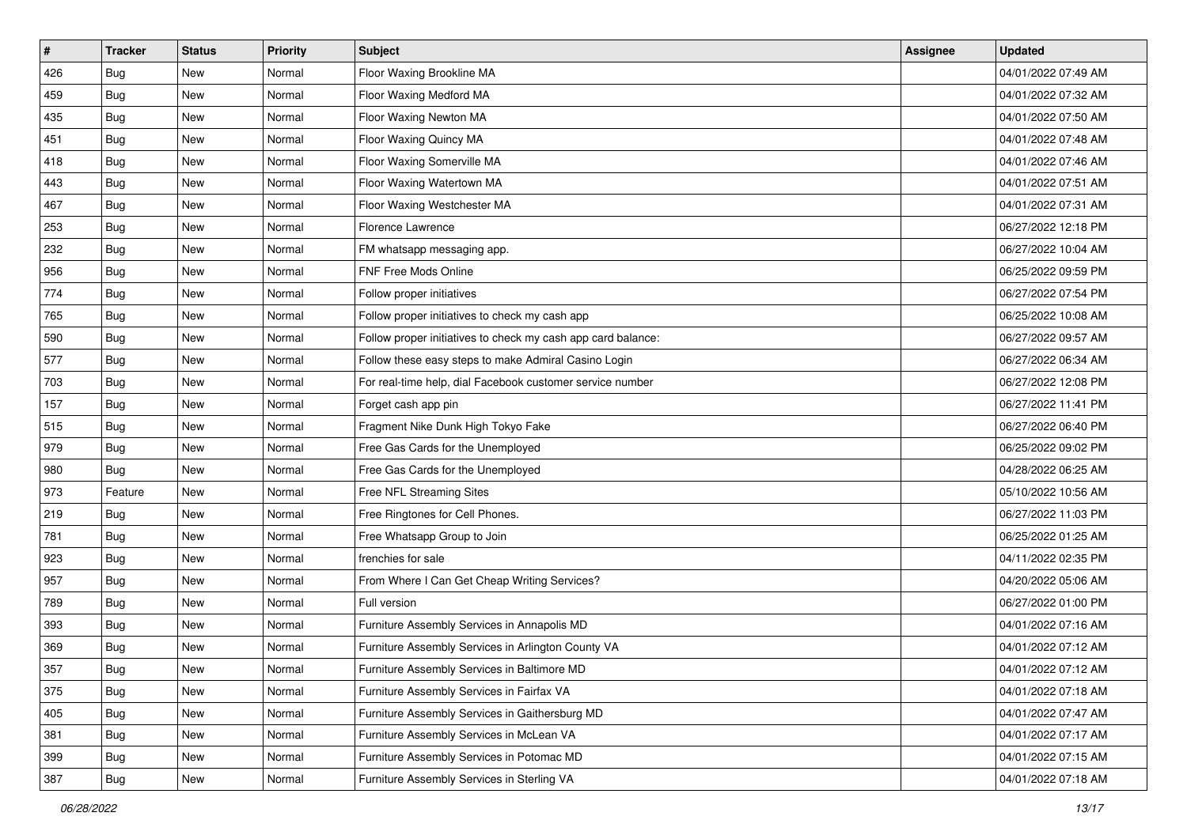| # | Tracker | Status | Priority | Subject | Assignee | Updated |
|---|---|---|---|---|---|---|
| 426 | Bug | New | Normal | Floor Waxing Brookline MA | | 04/01/2022 07:49 AM |
| 459 | Bug | New | Normal | Floor Waxing Medford MA | | 04/01/2022 07:32 AM |
| 435 | Bug | New | Normal | Floor Waxing Newton MA | | 04/01/2022 07:50 AM |
| 451 | Bug | New | Normal | Floor Waxing Quincy MA | | 04/01/2022 07:48 AM |
| 418 | Bug | New | Normal | Floor Waxing Somerville MA | | 04/01/2022 07:46 AM |
| 443 | Bug | New | Normal | Floor Waxing Watertown MA | | 04/01/2022 07:51 AM |
| 467 | Bug | New | Normal | Floor Waxing Westchester MA | | 04/01/2022 07:31 AM |
| 253 | Bug | New | Normal | Florence Lawrence | | 06/27/2022 12:18 PM |
| 232 | Bug | New | Normal | FM whatsapp messaging app. | | 06/27/2022 10:04 AM |
| 956 | Bug | New | Normal | FNF Free Mods Online | | 06/25/2022 09:59 PM |
| 774 | Bug | New | Normal | Follow proper initiatives | | 06/27/2022 07:54 PM |
| 765 | Bug | New | Normal | Follow proper initiatives to check my cash app | | 06/25/2022 10:08 AM |
| 590 | Bug | New | Normal | Follow proper initiatives to check my cash app card balance: | | 06/27/2022 09:57 AM |
| 577 | Bug | New | Normal | Follow these easy steps to make Admiral Casino Login | | 06/27/2022 06:34 AM |
| 703 | Bug | New | Normal | For real-time help, dial Facebook customer service number | | 06/27/2022 12:08 PM |
| 157 | Bug | New | Normal | Forget cash app pin | | 06/27/2022 11:41 PM |
| 515 | Bug | New | Normal | Fragment Nike Dunk High Tokyo Fake | | 06/27/2022 06:40 PM |
| 979 | Bug | New | Normal | Free Gas Cards for the Unemployed | | 06/25/2022 09:02 PM |
| 980 | Bug | New | Normal | Free Gas Cards for the Unemployed | | 04/28/2022 06:25 AM |
| 973 | Feature | New | Normal | Free NFL Streaming Sites | | 05/10/2022 10:56 AM |
| 219 | Bug | New | Normal | Free Ringtones for Cell Phones. | | 06/27/2022 11:03 PM |
| 781 | Bug | New | Normal | Free Whatsapp Group to Join | | 06/25/2022 01:25 AM |
| 923 | Bug | New | Normal | frenchies for sale | | 04/11/2022 02:35 PM |
| 957 | Bug | New | Normal | From Where I Can Get Cheap Writing Services? | | 04/20/2022 05:06 AM |
| 789 | Bug | New | Normal | Full version | | 06/27/2022 01:00 PM |
| 393 | Bug | New | Normal | Furniture Assembly Services in Annapolis MD | | 04/01/2022 07:16 AM |
| 369 | Bug | New | Normal | Furniture Assembly Services in Arlington County VA | | 04/01/2022 07:12 AM |
| 357 | Bug | New | Normal | Furniture Assembly Services in Baltimore MD | | 04/01/2022 07:12 AM |
| 375 | Bug | New | Normal | Furniture Assembly Services in Fairfax VA | | 04/01/2022 07:18 AM |
| 405 | Bug | New | Normal | Furniture Assembly Services in Gaithersburg MD | | 04/01/2022 07:47 AM |
| 381 | Bug | New | Normal | Furniture Assembly Services in McLean VA | | 04/01/2022 07:17 AM |
| 399 | Bug | New | Normal | Furniture Assembly Services in Potomac MD | | 04/01/2022 07:15 AM |
| 387 | Bug | New | Normal | Furniture Assembly Services in Sterling VA | | 04/01/2022 07:18 AM |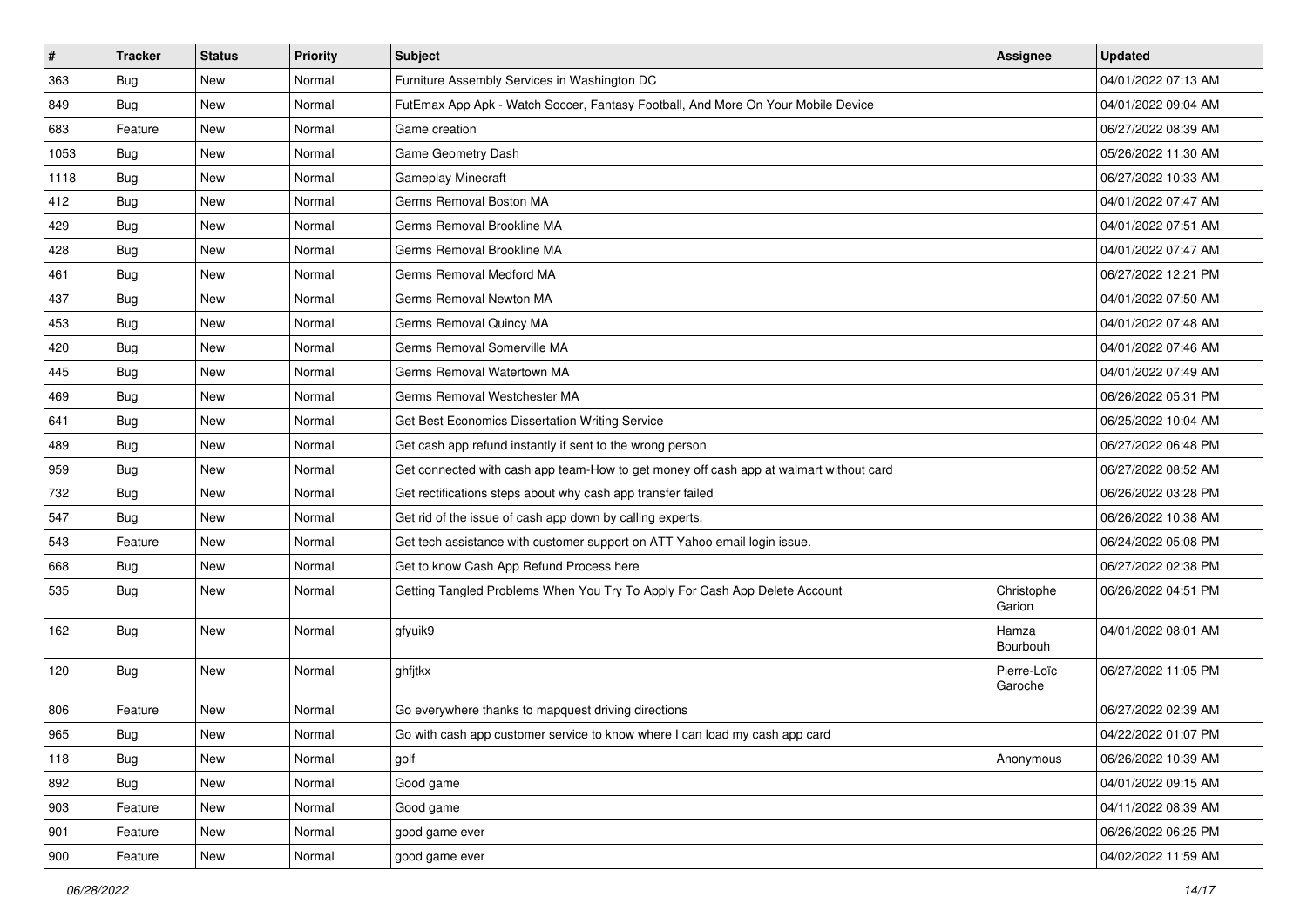| # | Tracker | Status | Priority | Subject | Assignee | Updated |
|---|---|---|---|---|---|---|
| 363 | Bug | New | Normal | Furniture Assembly Services in Washington DC | | 04/01/2022 07:13 AM |
| 849 | Bug | New | Normal | FutEmax App Apk - Watch Soccer, Fantasy Football, And More On Your Mobile Device | | 04/01/2022 09:04 AM |
| 683 | Feature | New | Normal | Game creation | | 06/27/2022 08:39 AM |
| 1053 | Bug | New | Normal | Game Geometry Dash | | 05/26/2022 11:30 AM |
| 1118 | Bug | New | Normal | Gameplay Minecraft | | 06/27/2022 10:33 AM |
| 412 | Bug | New | Normal | Germs Removal Boston MA | | 04/01/2022 07:47 AM |
| 429 | Bug | New | Normal | Germs Removal Brookline MA | | 04/01/2022 07:51 AM |
| 428 | Bug | New | Normal | Germs Removal Brookline MA | | 04/01/2022 07:47 AM |
| 461 | Bug | New | Normal | Germs Removal Medford MA | | 06/27/2022 12:21 PM |
| 437 | Bug | New | Normal | Germs Removal Newton MA | | 04/01/2022 07:50 AM |
| 453 | Bug | New | Normal | Germs Removal Quincy MA | | 04/01/2022 07:48 AM |
| 420 | Bug | New | Normal | Germs Removal Somerville MA | | 04/01/2022 07:46 AM |
| 445 | Bug | New | Normal | Germs Removal Watertown MA | | 04/01/2022 07:49 AM |
| 469 | Bug | New | Normal | Germs Removal Westchester MA | | 06/26/2022 05:31 PM |
| 641 | Bug | New | Normal | Get Best Economics Dissertation Writing Service | | 06/25/2022 10:04 AM |
| 489 | Bug | New | Normal | Get cash app refund instantly if sent to the wrong person | | 06/27/2022 06:48 PM |
| 959 | Bug | New | Normal | Get connected with cash app team-How to get money off cash app at walmart without card | | 06/27/2022 08:52 AM |
| 732 | Bug | New | Normal | Get rectifications steps about why cash app transfer failed | | 06/26/2022 03:28 PM |
| 547 | Bug | New | Normal | Get rid of the issue of cash app down by calling experts. | | 06/26/2022 10:38 AM |
| 543 | Feature | New | Normal | Get tech assistance with customer support on ATT Yahoo email login issue. | | 06/24/2022 05:08 PM |
| 668 | Bug | New | Normal | Get to know Cash App Refund Process here | | 06/27/2022 02:38 PM |
| 535 | Bug | New | Normal | Getting Tangled Problems When You Try To Apply For Cash App Delete Account | Christophe Garion | 06/26/2022 04:51 PM |
| 162 | Bug | New | Normal | gfyuik9 | Hamza Bourbouh | 04/01/2022 08:01 AM |
| 120 | Bug | New | Normal | ghfjtkx | Pierre-Loïc Garoche | 06/27/2022 11:05 PM |
| 806 | Feature | New | Normal | Go everywhere thanks to mapquest driving directions | | 06/27/2022 02:39 AM |
| 965 | Bug | New | Normal | Go with cash app customer service to know where I can load my cash app card | | 04/22/2022 01:07 PM |
| 118 | Bug | New | Normal | golf | Anonymous | 06/26/2022 10:39 AM |
| 892 | Bug | New | Normal | Good game | | 04/01/2022 09:15 AM |
| 903 | Feature | New | Normal | Good game | | 04/11/2022 08:39 AM |
| 901 | Feature | New | Normal | good game ever | | 06/26/2022 06:25 PM |
| 900 | Feature | New | Normal | good game ever | | 04/02/2022 11:59 AM |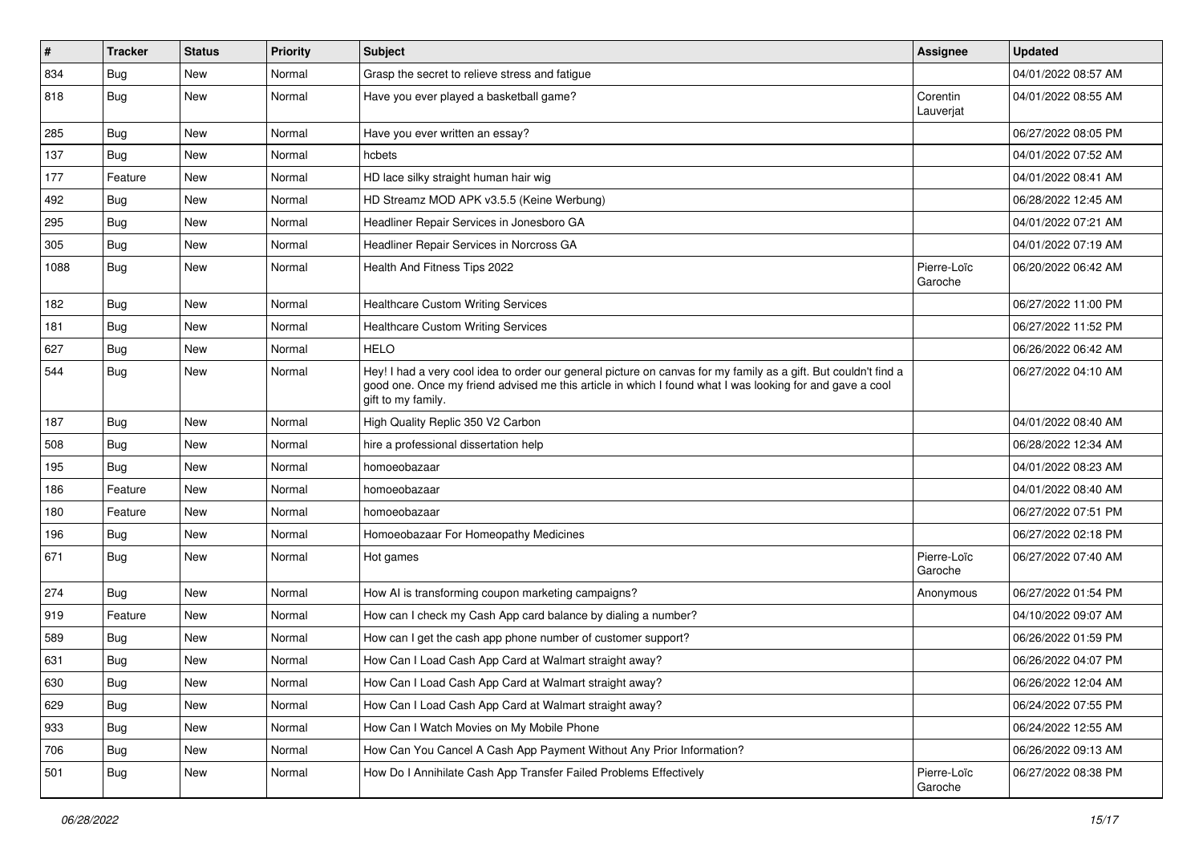| # | Tracker | Status | Priority | Subject | Assignee | Updated |
|---|---|---|---|---|---|---|
| 834 | Bug | New | Normal | Grasp the secret to relieve stress and fatigue | | 04/01/2022 08:57 AM |
| 818 | Bug | New | Normal | Have you ever played a basketball game? | Corentin Lauverjat | 04/01/2022 08:55 AM |
| 285 | Bug | New | Normal | Have you ever written an essay? | | 06/27/2022 08:05 PM |
| 137 | Bug | New | Normal | hcbets | | 04/01/2022 07:52 AM |
| 177 | Feature | New | Normal | HD lace silky straight human hair wig | | 04/01/2022 08:41 AM |
| 492 | Bug | New | Normal | HD Streamz MOD APK v3.5.5 (Keine Werbung) | | 06/28/2022 12:45 AM |
| 295 | Bug | New | Normal | Headliner Repair Services in Jonesboro GA | | 04/01/2022 07:21 AM |
| 305 | Bug | New | Normal | Headliner Repair Services in Norcross GA | | 04/01/2022 07:19 AM |
| 1088 | Bug | New | Normal | Health And Fitness Tips 2022 | Pierre-Loïc Garoche | 06/20/2022 06:42 AM |
| 182 | Bug | New | Normal | Healthcare Custom Writing Services | | 06/27/2022 11:00 PM |
| 181 | Bug | New | Normal | Healthcare Custom Writing Services | | 06/27/2022 11:52 PM |
| 627 | Bug | New | Normal | HELO | | 06/26/2022 06:42 AM |
| 544 | Bug | New | Normal | Hey! I had a very cool idea to order our general picture on canvas for my family as a gift. But couldn't find a good one. Once my friend advised me this article in which I found what I was looking for and gave a cool gift to my family. | | 06/27/2022 04:10 AM |
| 187 | Bug | New | Normal | High Quality Replic 350 V2 Carbon | | 04/01/2022 08:40 AM |
| 508 | Bug | New | Normal | hire a professional dissertation help | | 06/28/2022 12:34 AM |
| 195 | Bug | New | Normal | homoeobazaar | | 04/01/2022 08:23 AM |
| 186 | Feature | New | Normal | homoeobazaar | | 04/01/2022 08:40 AM |
| 180 | Feature | New | Normal | homoeobazaar | | 06/27/2022 07:51 PM |
| 196 | Bug | New | Normal | Homoeobazaar For Homeopathy Medicines | | 06/27/2022 02:18 PM |
| 671 | Bug | New | Normal | Hot games | Pierre-Loïc Garoche | 06/27/2022 07:40 AM |
| 274 | Bug | New | Normal | How AI is transforming coupon marketing campaigns? | Anonymous | 06/27/2022 01:54 PM |
| 919 | Feature | New | Normal | How can I check my Cash App card balance by dialing a number? | | 04/10/2022 09:07 AM |
| 589 | Bug | New | Normal | How can I get the cash app phone number of customer support? | | 06/26/2022 01:59 PM |
| 631 | Bug | New | Normal | How Can I Load Cash App Card at Walmart straight away? | | 06/26/2022 04:07 PM |
| 630 | Bug | New | Normal | How Can I Load Cash App Card at Walmart straight away? | | 06/26/2022 12:04 AM |
| 629 | Bug | New | Normal | How Can I Load Cash App Card at Walmart straight away? | | 06/24/2022 07:55 PM |
| 933 | Bug | New | Normal | How Can I Watch Movies on My Mobile Phone | | 06/24/2022 12:55 AM |
| 706 | Bug | New | Normal | How Can You Cancel A Cash App Payment Without Any Prior Information? | | 06/26/2022 09:13 AM |
| 501 | Bug | New | Normal | How Do I Annihilate Cash App Transfer Failed Problems Effectively | Pierre-Loïc Garoche | 06/27/2022 08:38 PM |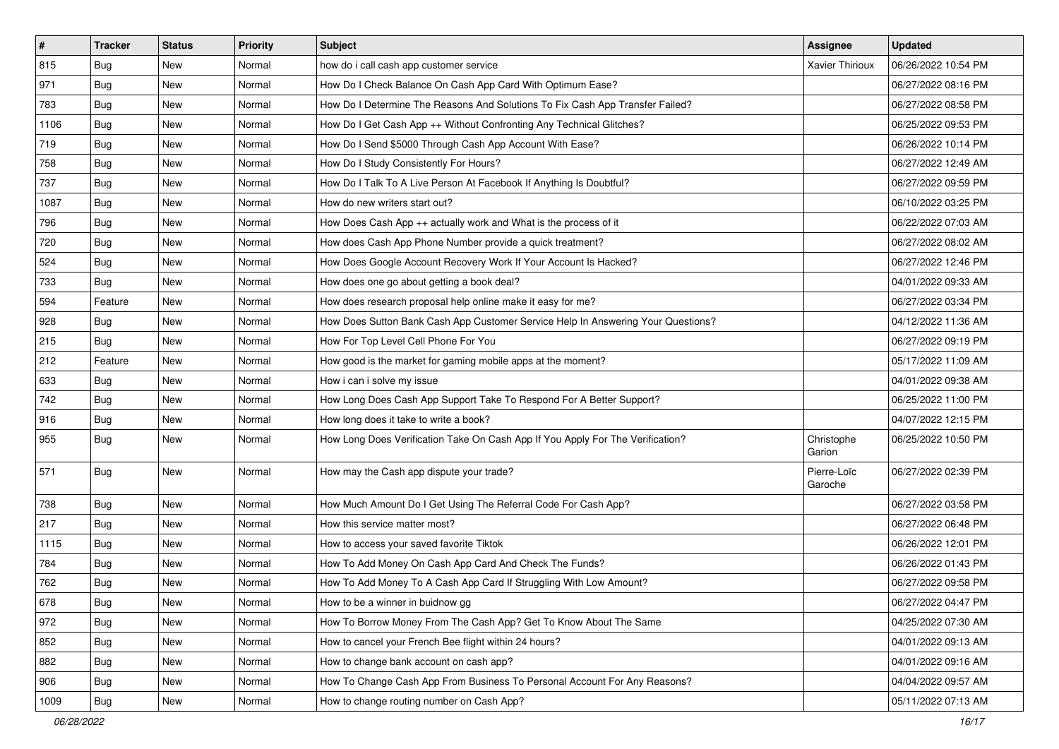| # | Tracker | Status | Priority | Subject | Assignee | Updated |
|---|---|---|---|---|---|---|
| 815 | Bug | New | Normal | how do i call cash app customer service | Xavier Thirioux | 06/26/2022 10:54 PM |
| 971 | Bug | New | Normal | How Do I Check Balance On Cash App Card With Optimum Ease? | | 06/27/2022 08:16 PM |
| 783 | Bug | New | Normal | How Do I Determine The Reasons And Solutions To Fix Cash App Transfer Failed? | | 06/27/2022 08:58 PM |
| 1106 | Bug | New | Normal | How Do I Get Cash App ++ Without Confronting Any Technical Glitches? | | 06/25/2022 09:53 PM |
| 719 | Bug | New | Normal | How Do I Send $5000 Through Cash App Account With Ease? | | 06/26/2022 10:14 PM |
| 758 | Bug | New | Normal | How Do I Study Consistently For Hours? | | 06/27/2022 12:49 AM |
| 737 | Bug | New | Normal | How Do I Talk To A Live Person At Facebook If Anything Is Doubtful? | | 06/27/2022 09:59 PM |
| 1087 | Bug | New | Normal | How do new writers start out? | | 06/10/2022 03:25 PM |
| 796 | Bug | New | Normal | How Does Cash App ++ actually work and What is the process of it | | 06/22/2022 07:03 AM |
| 720 | Bug | New | Normal | How does Cash App Phone Number provide a quick treatment? | | 06/27/2022 08:02 AM |
| 524 | Bug | New | Normal | How Does Google Account Recovery Work If Your Account Is Hacked? | | 06/27/2022 12:46 PM |
| 733 | Bug | New | Normal | How does one go about getting a book deal? | | 04/01/2022 09:33 AM |
| 594 | Feature | New | Normal | How does research proposal help online make it easy for me? | | 06/27/2022 03:34 PM |
| 928 | Bug | New | Normal | How Does Sutton Bank Cash App Customer Service Help In Answering Your Questions? | | 04/12/2022 11:36 AM |
| 215 | Bug | New | Normal | How For Top Level Cell Phone For You | | 06/27/2022 09:19 PM |
| 212 | Feature | New | Normal | How good is the market for gaming mobile apps at the moment? | | 05/17/2022 11:09 AM |
| 633 | Bug | New | Normal | How i can i solve my issue | | 04/01/2022 09:38 AM |
| 742 | Bug | New | Normal | How Long Does Cash App Support Take To Respond For A Better Support? | | 06/25/2022 11:00 PM |
| 916 | Bug | New | Normal | How long does it take to write a book? | | 04/07/2022 12:15 PM |
| 955 | Bug | New | Normal | How Long Does Verification Take On Cash App If You Apply For The Verification? | Christophe Garion | 06/25/2022 10:50 PM |
| 571 | Bug | New | Normal | How may the Cash app dispute your trade? | Pierre-Loïc Garoche | 06/27/2022 02:39 PM |
| 738 | Bug | New | Normal | How Much Amount Do I Get Using The Referral Code For Cash App? | | 06/27/2022 03:58 PM |
| 217 | Bug | New | Normal | How this service matter most? | | 06/27/2022 06:48 PM |
| 1115 | Bug | New | Normal | How to access your saved favorite Tiktok | | 06/26/2022 12:01 PM |
| 784 | Bug | New | Normal | How To Add Money On Cash App Card And Check The Funds? | | 06/26/2022 01:43 PM |
| 762 | Bug | New | Normal | How To Add Money To A Cash App Card If Struggling With Low Amount? | | 06/27/2022 09:58 PM |
| 678 | Bug | New | Normal | How to be a winner in buidnow gg | | 06/27/2022 04:47 PM |
| 972 | Bug | New | Normal | How To Borrow Money From The Cash App? Get To Know About The Same | | 04/25/2022 07:30 AM |
| 852 | Bug | New | Normal | How to cancel your French Bee flight within 24 hours? | | 04/01/2022 09:13 AM |
| 882 | Bug | New | Normal | How to change bank account on cash app? | | 04/01/2022 09:16 AM |
| 906 | Bug | New | Normal | How To Change Cash App From Business To Personal Account For Any Reasons? | | 04/04/2022 09:57 AM |
| 1009 | Bug | New | Normal | How to change routing number on Cash App? | | 05/11/2022 07:13 AM |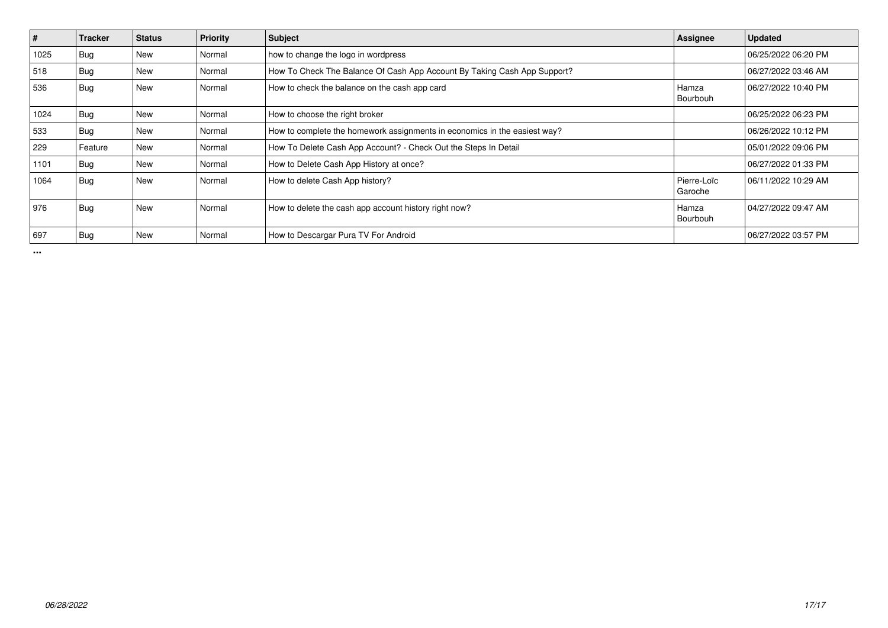| # | Tracker | Status | Priority | Subject | Assignee | Updated |
|---|---|---|---|---|---|---|
| 1025 | Bug | New | Normal | how to change the logo in wordpress | | 06/25/2022 06:20 PM |
| 518 | Bug | New | Normal | How To Check The Balance Of Cash App Account By Taking Cash App Support? | | 06/27/2022 03:46 AM |
| 536 | Bug | New | Normal | How to check the balance on the cash app card | Hamza Bourbouh | 06/27/2022 10:40 PM |
| 1024 | Bug | New | Normal | How to choose the right broker | | 06/25/2022 06:23 PM |
| 533 | Bug | New | Normal | How to complete the homework assignments in economics in the easiest way? | | 06/26/2022 10:12 PM |
| 229 | Feature | New | Normal | How To Delete Cash App Account? - Check Out the Steps In Detail | | 05/01/2022 09:06 PM |
| 1101 | Bug | New | Normal | How to Delete Cash App History at once? | | 06/27/2022 01:33 PM |
| 1064 | Bug | New | Normal | How to delete Cash App history? | Pierre-Loïc Garoche | 06/11/2022 10:29 AM |
| 976 | Bug | New | Normal | How to delete the cash app account history right now? | Hamza Bourbouh | 04/27/2022 09:47 AM |
| 697 | Bug | New | Normal | How to Descargar Pura TV For Android | | 06/27/2022 03:57 PM |

...